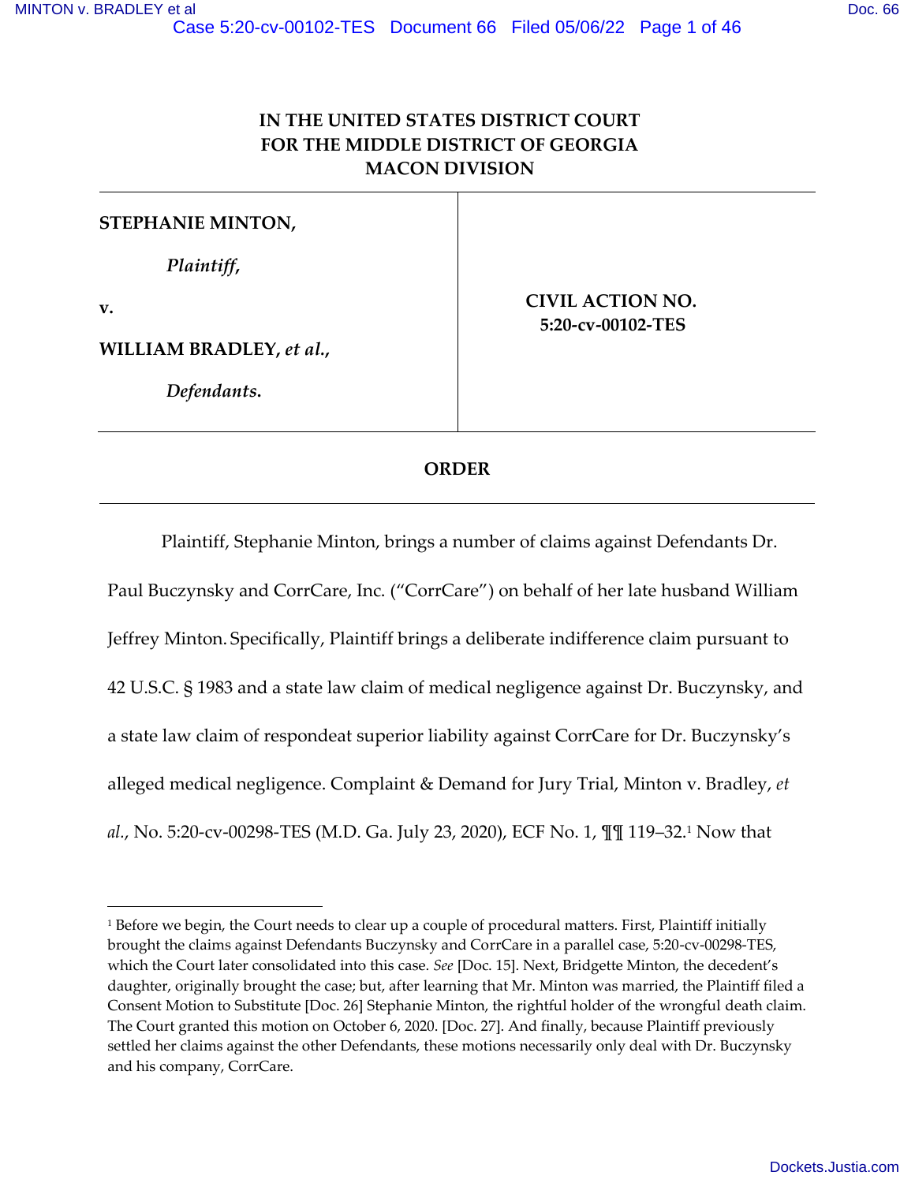**IN THE UNITED STATES DISTRICT COURT**
**FOR THE MIDDLE DISTRICT OF GEORGIA**
**MACON DIVISION**

| | |
|---|---|
| **STEPHANIE MINTON,**<br><br>*Plaintiff,*<br><br>**v.**<br><br>**WILLIAM BRADLEY,** ***et al.*****,**<br><br>***Defendants.*** | **CIVIL ACTION NO.**<br>**5:20-cv-00102-TES** |

**ORDER**

---

Plaintiff, Stephanie Minton, brings a number of claims against Defendants Dr. Paul Buczynsky and CorrCare, Inc. ("CorrCare") on behalf of her late husband William Jeffrey Minton. Specifically, Plaintiff brings a deliberate indifference claim pursuant to 42 U.S.C. § 1983 and a state law claim of medical negligence against Dr. Buczynsky, and a state law claim of respondeat superior liability against CorrCare for Dr. Buczynsky's alleged medical negligence. Complaint & Demand for Jury Trial, Minton v. Bradley, *et al.*, No. 5:20-cv-00298-TES (M.D. Ga. July 23, 2020), ECF No. 1, ¶¶ 119–32.[1] Now that

---

[1] Before we begin, the Court needs to clear up a couple of procedural matters. First, Plaintiff initially brought the claims against Defendants Buczynsky and CorrCare in a parallel case, 5:20-cv-00298-TES, which the Court later consolidated into this case. *See* [Doc. 15]. Next, Bridgette Minton, the decedent's daughter, originally brought the case; but, after learning that Mr. Minton was married, the Plaintiff filed a Consent Motion to Substitute [Doc. 26] Stephanie Minton, the rightful holder of the wrongful death claim. The Court granted this motion on October 6, 2020. [Doc. 27]. And finally, because Plaintiff previously settled her claims against the other Defendants, these motions necessarily only deal with Dr. Buczynsky and his company, CorrCare.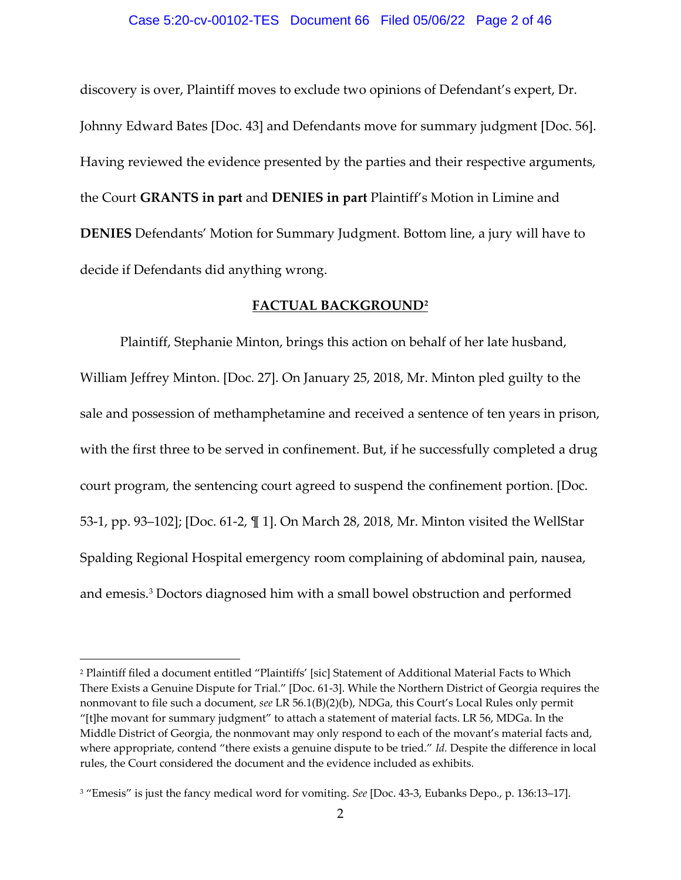discovery is over, Plaintiff moves to exclude two opinions of Defendant's expert, Dr. Johnny Edward Bates [Doc. 43] and Defendants move for summary judgment [Doc. 56]. Having reviewed the evidence presented by the parties and their respective arguments, the Court **GRANTS in part** and **DENIES in part** Plaintiff's Motion in Limine and **DENIES** Defendants' Motion for Summary Judgment. Bottom line, a jury will have to decide if Defendants did anything wrong.

## FACTUAL BACKGROUND[2]

Plaintiff, Stephanie Minton, brings this action on behalf of her late husband, William Jeffrey Minton. [Doc. 27]. On January 25, 2018, Mr. Minton pled guilty to the sale and possession of methamphetamine and received a sentence of ten years in prison, with the first three to be served in confinement. But, if he successfully completed a drug court program, the sentencing court agreed to suspend the confinement portion. [Doc. 53-1, pp. 93–102]; [Doc. 61-2, ¶ 1]. On March 28, 2018, Mr. Minton visited the WellStar Spalding Regional Hospital emergency room complaining of abdominal pain, nausea, and emesis.[3] Doctors diagnosed him with a small bowel obstruction and performed

---

[2] Plaintiff filed a document entitled "Plaintiffs' [sic] Statement of Additional Material Facts to Which There Exists a Genuine Dispute for Trial." [Doc. 61-3]. While the Northern District of Georgia requires the nonmovant to file such a document, *see* LR 56.1(B)(2)(b), NDGa, this Court's Local Rules only permit "[t]he movant for summary judgment" to attach a statement of material facts. LR 56, MDGa. In the Middle District of Georgia, the nonmovant may only respond to each of the movant's material facts and, where appropriate, contend "there exists a genuine dispute to be tried." *Id.* Despite the difference in local rules, the Court considered the document and the evidence included as exhibits.

[3] "Emesis" is just the fancy medical word for vomiting. *See* [Doc. 43-3, Eubanks Depo., p. 136:13–17].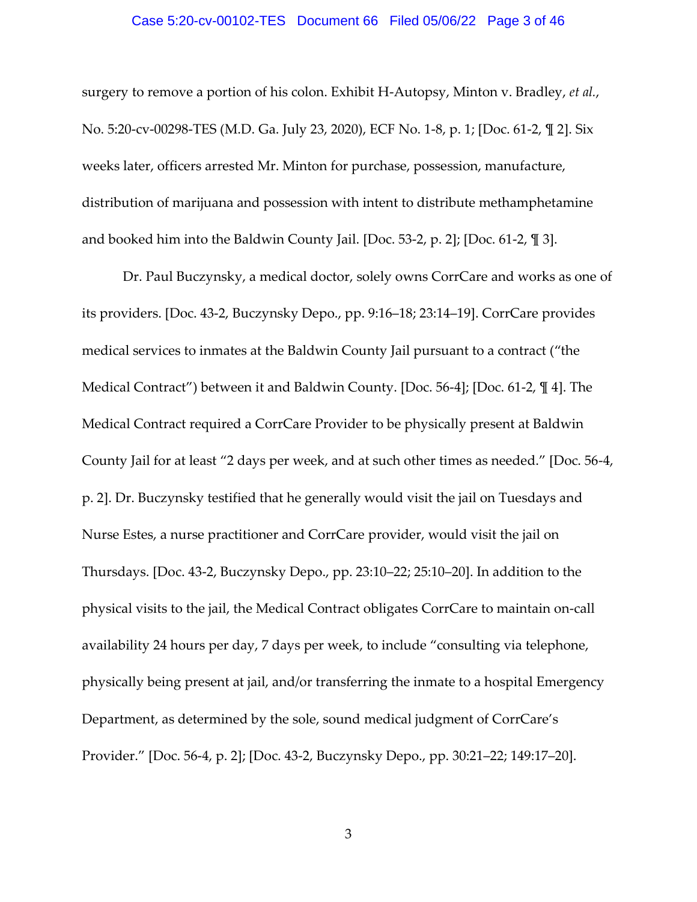surgery to remove a portion of his colon. Exhibit H-Autopsy, Minton v. Bradley, *et al.*, No. 5:20-cv-00298-TES (M.D. Ga. July 23, 2020), ECF No. 1-8, p. 1; [Doc. 61-2, ¶ 2]. Six weeks later, officers arrested Mr. Minton for purchase, possession, manufacture, distribution of marijuana and possession with intent to distribute methamphetamine and booked him into the Baldwin County Jail. [Doc. 53-2, p. 2]; [Doc. 61-2, ¶ 3].

Dr. Paul Buczynsky, a medical doctor, solely owns CorrCare and works as one of its providers. [Doc. 43-2, Buczynsky Depo., pp. 9:16–18; 23:14–19]. CorrCare provides medical services to inmates at the Baldwin County Jail pursuant to a contract ("the Medical Contract") between it and Baldwin County. [Doc. 56-4]; [Doc. 61-2, ¶ 4]. The Medical Contract required a CorrCare Provider to be physically present at Baldwin County Jail for at least "2 days per week, and at such other times as needed." [Doc. 56-4, p. 2]. Dr. Buczynsky testified that he generally would visit the jail on Tuesdays and Nurse Estes, a nurse practitioner and CorrCare provider, would visit the jail on Thursdays. [Doc. 43-2, Buczynsky Depo., pp. 23:10–22; 25:10–20]. In addition to the physical visits to the jail, the Medical Contract obligates CorrCare to maintain on-call availability 24 hours per day, 7 days per week, to include "consulting via telephone, physically being present at jail, and/or transferring the inmate to a hospital Emergency Department, as determined by the sole, sound medical judgment of CorrCare's Provider." [Doc. 56-4, p. 2]; [Doc. 43-2, Buczynsky Depo., pp. 30:21–22; 149:17–20].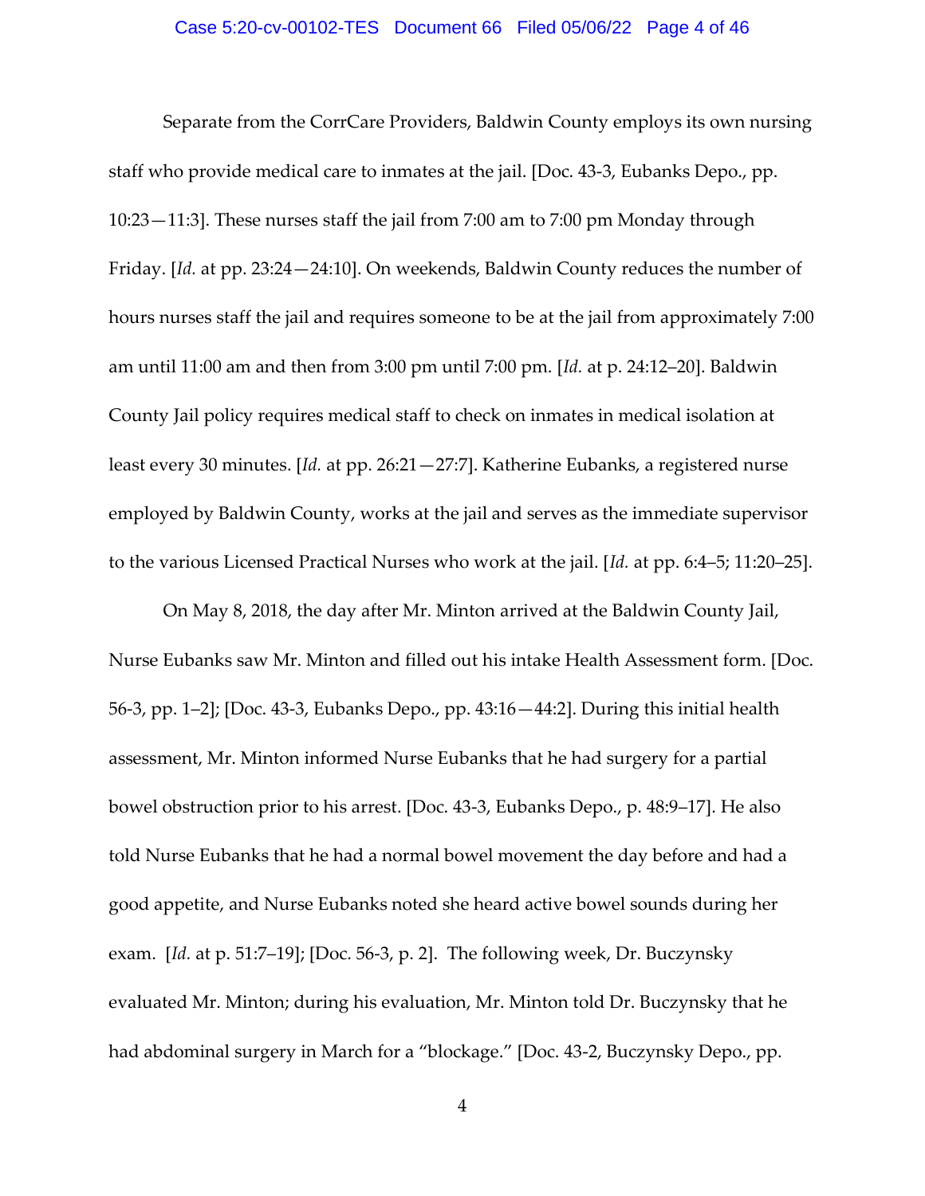Separate from the CorrCare Providers, Baldwin County employs its own nursing staff who provide medical care to inmates at the jail. [Doc. 43-3, Eubanks Depo., pp. 10:23—11:3]. These nurses staff the jail from 7:00 am to 7:00 pm Monday through Friday. [*Id.* at pp. 23:24—24:10]. On weekends, Baldwin County reduces the number of hours nurses staff the jail and requires someone to be at the jail from approximately 7:00 am until 11:00 am and then from 3:00 pm until 7:00 pm. [*Id.* at p. 24:12–20]. Baldwin County Jail policy requires medical staff to check on inmates in medical isolation at least every 30 minutes. [*Id.* at pp. 26:21—27:7]. Katherine Eubanks, a registered nurse employed by Baldwin County, works at the jail and serves as the immediate supervisor to the various Licensed Practical Nurses who work at the jail. [*Id.* at pp. 6:4–5; 11:20–25].

On May 8, 2018, the day after Mr. Minton arrived at the Baldwin County Jail, Nurse Eubanks saw Mr. Minton and filled out his intake Health Assessment form. [Doc. 56-3, pp. 1–2]; [Doc. 43-3, Eubanks Depo., pp. 43:16—44:2]. During this initial health assessment, Mr. Minton informed Nurse Eubanks that he had surgery for a partial bowel obstruction prior to his arrest. [Doc. 43-3, Eubanks Depo., p. 48:9–17]. He also told Nurse Eubanks that he had a normal bowel movement the day before and had a good appetite, and Nurse Eubanks noted she heard active bowel sounds during her exam. [*Id.* at p. 51:7–19]; [Doc. 56-3, p. 2]. The following week, Dr. Buczynsky evaluated Mr. Minton; during his evaluation, Mr. Minton told Dr. Buczynsky that he had abdominal surgery in March for a "blockage." [Doc. 43-2, Buczynsky Depo., pp.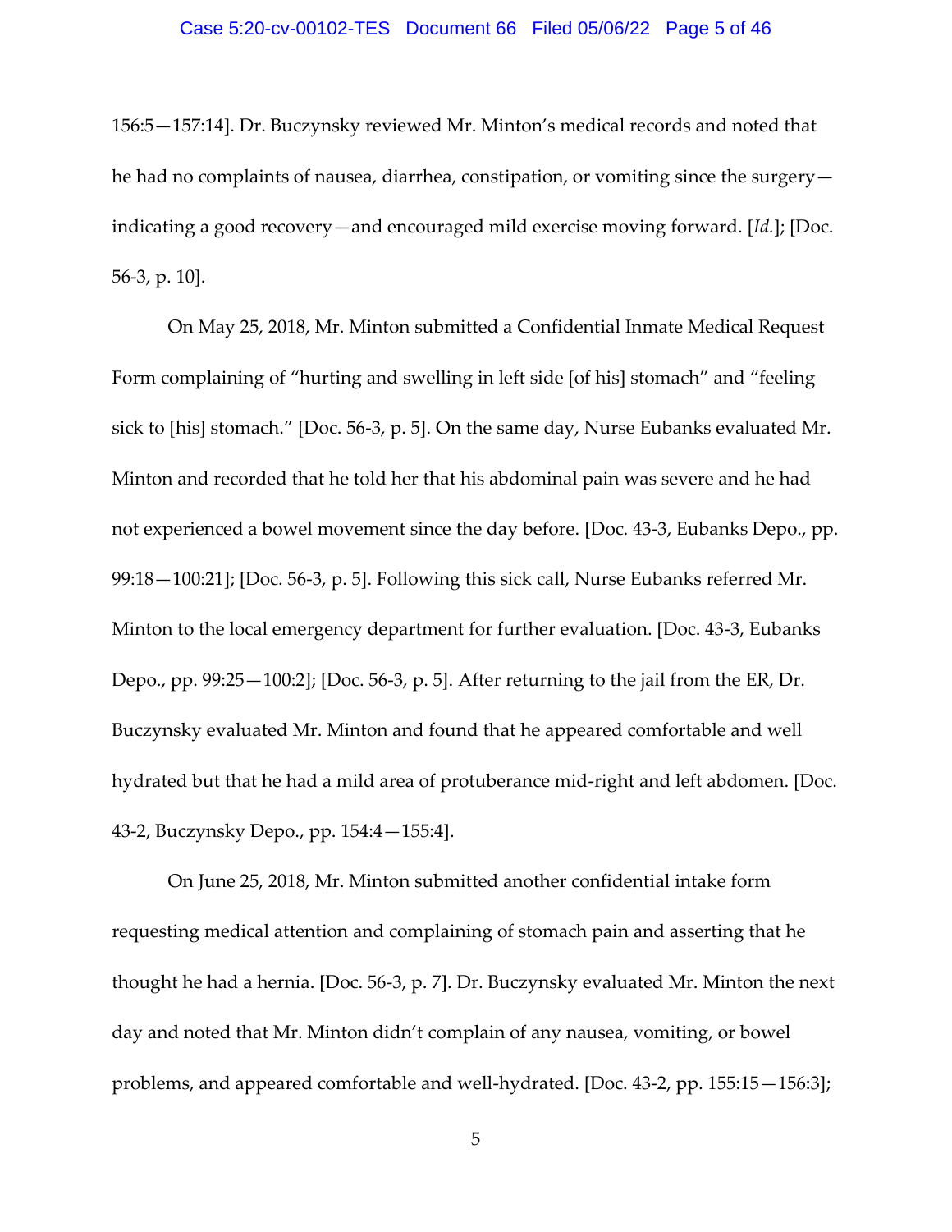156:5—157:14]. Dr. Buczynsky reviewed Mr. Minton's medical records and noted that he had no complaints of nausea, diarrhea, constipation, or vomiting since the surgery—indicating a good recovery—and encouraged mild exercise moving forward. [*Id.*]; [Doc. 56-3, p. 10].

On May 25, 2018, Mr. Minton submitted a Confidential Inmate Medical Request Form complaining of "hurting and swelling in left side [of his] stomach" and "feeling sick to [his] stomach." [Doc. 56-3, p. 5]. On the same day, Nurse Eubanks evaluated Mr. Minton and recorded that he told her that his abdominal pain was severe and he had not experienced a bowel movement since the day before. [Doc. 43-3, Eubanks Depo., pp. 99:18—100:21]; [Doc. 56-3, p. 5]. Following this sick call, Nurse Eubanks referred Mr. Minton to the local emergency department for further evaluation. [Doc. 43-3, Eubanks Depo., pp. 99:25—100:2]; [Doc. 56-3, p. 5]. After returning to the jail from the ER, Dr. Buczynsky evaluated Mr. Minton and found that he appeared comfortable and well hydrated but that he had a mild area of protuberance mid-right and left abdomen. [Doc. 43-2, Buczynsky Depo., pp. 154:4—155:4].

On June 25, 2018, Mr. Minton submitted another confidential intake form requesting medical attention and complaining of stomach pain and asserting that he thought he had a hernia. [Doc. 56-3, p. 7]. Dr. Buczynsky evaluated Mr. Minton the next day and noted that Mr. Minton didn't complain of any nausea, vomiting, or bowel problems, and appeared comfortable and well-hydrated. [Doc. 43-2, pp. 155:15—156:3];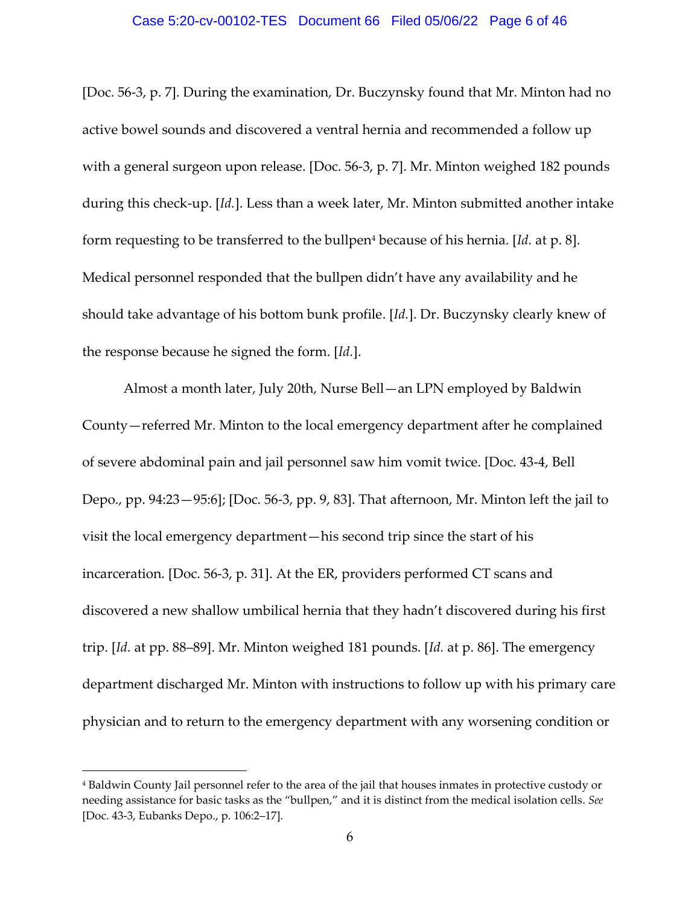[Doc. 56-3, p. 7]. During the examination, Dr. Buczynsky found that Mr. Minton had no active bowel sounds and discovered a ventral hernia and recommended a follow up with a general surgeon upon release. [Doc. 56-3, p. 7]. Mr. Minton weighed 182 pounds during this check-up. [*Id.*]. Less than a week later, Mr. Minton submitted another intake form requesting to be transferred to the bullpen[4] because of his hernia. [*Id.* at p. 8]. Medical personnel responded that the bullpen didn't have any availability and he should take advantage of his bottom bunk profile. [*Id.*]. Dr. Buczynsky clearly knew of the response because he signed the form. [*Id.*].

Almost a month later, July 20th, Nurse Bell—an LPN employed by Baldwin County—referred Mr. Minton to the local emergency department after he complained of severe abdominal pain and jail personnel saw him vomit twice. [Doc. 43-4, Bell Depo., pp. 94:23—95:6]; [Doc. 56-3, pp. 9, 83]. That afternoon, Mr. Minton left the jail to visit the local emergency department—his second trip since the start of his incarceration. [Doc. 56-3, p. 31]. At the ER, providers performed CT scans and discovered a new shallow umbilical hernia that they hadn't discovered during his first trip. [*Id.* at pp. 88–89]. Mr. Minton weighed 181 pounds. [*Id.* at p. 86]. The emergency department discharged Mr. Minton with instructions to follow up with his primary care physician and to return to the emergency department with any worsening condition or

---

[4] Baldwin County Jail personnel refer to the area of the jail that houses inmates in protective custody or needing assistance for basic tasks as the "bullpen," and it is distinct from the medical isolation cells. *See* [Doc. 43-3, Eubanks Depo., p. 106:2–17].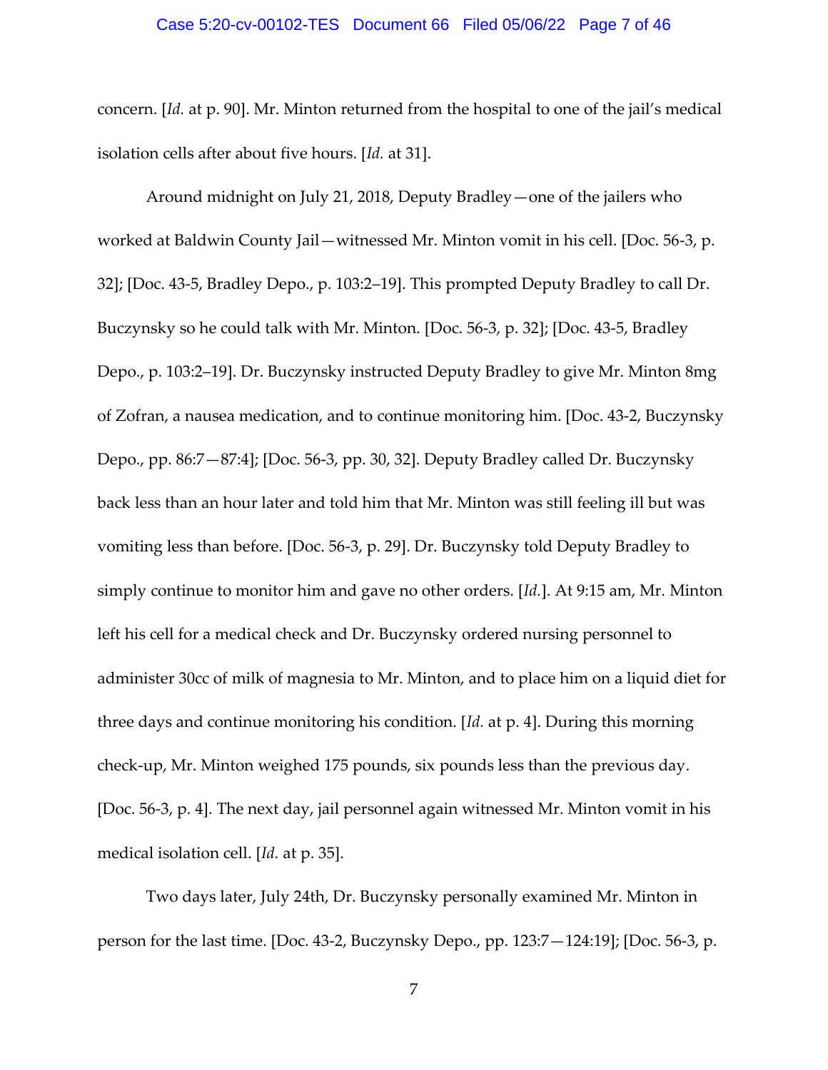concern. [*Id.* at p. 90]. Mr. Minton returned from the hospital to one of the jail's medical isolation cells after about five hours. [*Id.* at 31].

Around midnight on July 21, 2018, Deputy Bradley—one of the jailers who worked at Baldwin County Jail—witnessed Mr. Minton vomit in his cell. [Doc. 56-3, p. 32]; [Doc. 43-5, Bradley Depo., p. 103:2–19]. This prompted Deputy Bradley to call Dr. Buczynsky so he could talk with Mr. Minton. [Doc. 56-3, p. 32]; [Doc. 43-5, Bradley Depo., p. 103:2–19]. Dr. Buczynsky instructed Deputy Bradley to give Mr. Minton 8mg of Zofran, a nausea medication, and to continue monitoring him. [Doc. 43-2, Buczynsky Depo., pp. 86:7—87:4]; [Doc. 56-3, pp. 30, 32]. Deputy Bradley called Dr. Buczynsky back less than an hour later and told him that Mr. Minton was still feeling ill but was vomiting less than before. [Doc. 56-3, p. 29]. Dr. Buczynsky told Deputy Bradley to simply continue to monitor him and gave no other orders. [*Id.*]. At 9:15 am, Mr. Minton left his cell for a medical check and Dr. Buczynsky ordered nursing personnel to administer 30cc of milk of magnesia to Mr. Minton, and to place him on a liquid diet for three days and continue monitoring his condition. [*Id.* at p. 4]. During this morning check-up, Mr. Minton weighed 175 pounds, six pounds less than the previous day. [Doc. 56-3, p. 4]. The next day, jail personnel again witnessed Mr. Minton vomit in his medical isolation cell. [*Id.* at p. 35].

Two days later, July 24th, Dr. Buczynsky personally examined Mr. Minton in person for the last time. [Doc. 43-2, Buczynsky Depo., pp. 123:7—124:19]; [Doc. 56-3, p.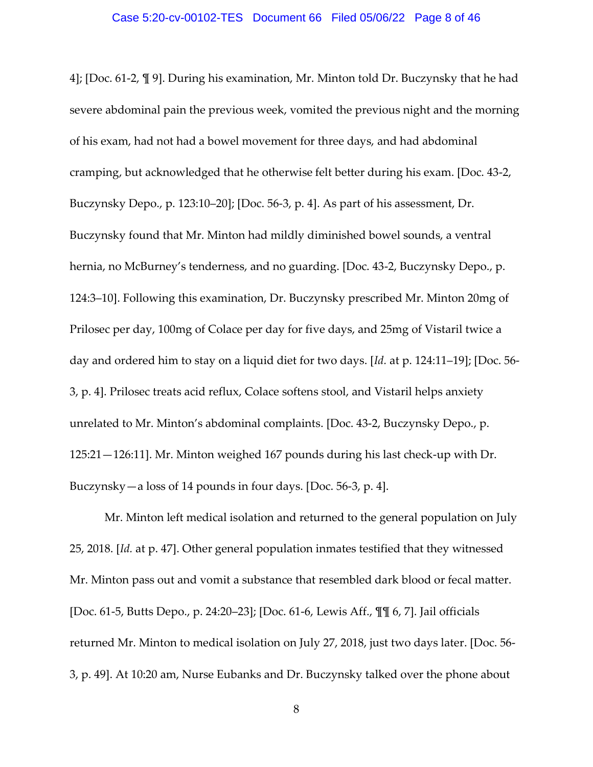4]; [Doc. 61-2, ¶ 9]. During his examination, Mr. Minton told Dr. Buczynsky that he had severe abdominal pain the previous week, vomited the previous night and the morning of his exam, had not had a bowel movement for three days, and had abdominal cramping, but acknowledged that he otherwise felt better during his exam. [Doc. 43-2, Buczynsky Depo., p. 123:10–20]; [Doc. 56-3, p. 4]. As part of his assessment, Dr. Buczynsky found that Mr. Minton had mildly diminished bowel sounds, a ventral hernia, no McBurney's tenderness, and no guarding. [Doc. 43-2, Buczynsky Depo., p. 124:3–10]. Following this examination, Dr. Buczynsky prescribed Mr. Minton 20mg of Prilosec per day, 100mg of Colace per day for five days, and 25mg of Vistaril twice a day and ordered him to stay on a liquid diet for two days. [*Id.* at p. 124:11–19]; [Doc. 56-3, p. 4]. Prilosec treats acid reflux, Colace softens stool, and Vistaril helps anxiety unrelated to Mr. Minton's abdominal complaints. [Doc. 43-2, Buczynsky Depo., p. 125:21—126:11]. Mr. Minton weighed 167 pounds during his last check-up with Dr. Buczynsky—a loss of 14 pounds in four days. [Doc. 56-3, p. 4].

Mr. Minton left medical isolation and returned to the general population on July 25, 2018. [*Id.* at p. 47]. Other general population inmates testified that they witnessed Mr. Minton pass out and vomit a substance that resembled dark blood or fecal matter. [Doc. 61-5, Butts Depo., p. 24:20–23]; [Doc. 61-6, Lewis Aff., ¶¶ 6, 7]. Jail officials returned Mr. Minton to medical isolation on July 27, 2018, just two days later. [Doc. 56-3, p. 49]. At 10:20 am, Nurse Eubanks and Dr. Buczynsky talked over the phone about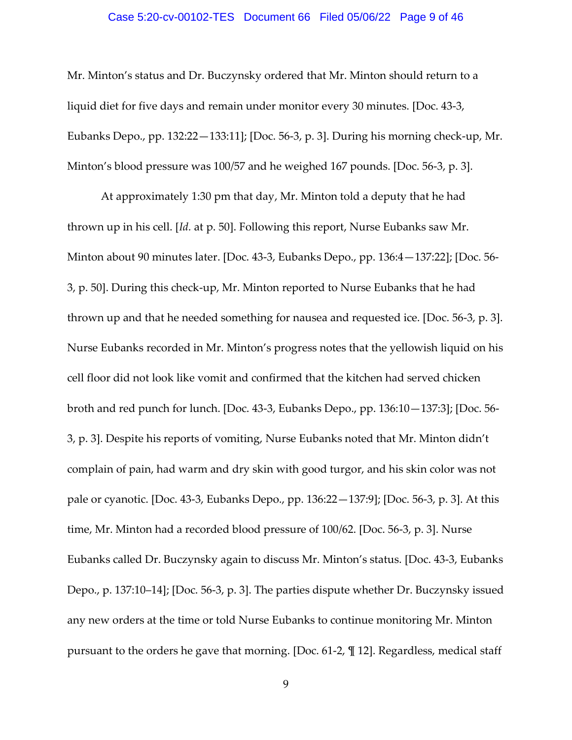Mr. Minton's status and Dr. Buczynsky ordered that Mr. Minton should return to a liquid diet for five days and remain under monitor every 30 minutes. [Doc. 43-3, Eubanks Depo., pp. 132:22—133:11]; [Doc. 56-3, p. 3]. During his morning check-up, Mr. Minton's blood pressure was 100/57 and he weighed 167 pounds. [Doc. 56-3, p. 3].

At approximately 1:30 pm that day, Mr. Minton told a deputy that he had thrown up in his cell. [*Id.* at p. 50]. Following this report, Nurse Eubanks saw Mr. Minton about 90 minutes later. [Doc. 43-3, Eubanks Depo., pp. 136:4—137:22]; [Doc. 56-3, p. 50]. During this check-up, Mr. Minton reported to Nurse Eubanks that he had thrown up and that he needed something for nausea and requested ice. [Doc. 56-3, p. 3]. Nurse Eubanks recorded in Mr. Minton's progress notes that the yellowish liquid on his cell floor did not look like vomit and confirmed that the kitchen had served chicken broth and red punch for lunch. [Doc. 43-3, Eubanks Depo., pp. 136:10—137:3]; [Doc. 56-3, p. 3]. Despite his reports of vomiting, Nurse Eubanks noted that Mr. Minton didn't complain of pain, had warm and dry skin with good turgor, and his skin color was not pale or cyanotic. [Doc. 43-3, Eubanks Depo., pp. 136:22—137:9]; [Doc. 56-3, p. 3]. At this time, Mr. Minton had a recorded blood pressure of 100/62. [Doc. 56-3, p. 3]. Nurse Eubanks called Dr. Buczynsky again to discuss Mr. Minton's status. [Doc. 43-3, Eubanks Depo., p. 137:10–14]; [Doc. 56-3, p. 3]. The parties dispute whether Dr. Buczynsky issued any new orders at the time or told Nurse Eubanks to continue monitoring Mr. Minton pursuant to the orders he gave that morning. [Doc. 61-2, ¶ 12]. Regardless, medical staff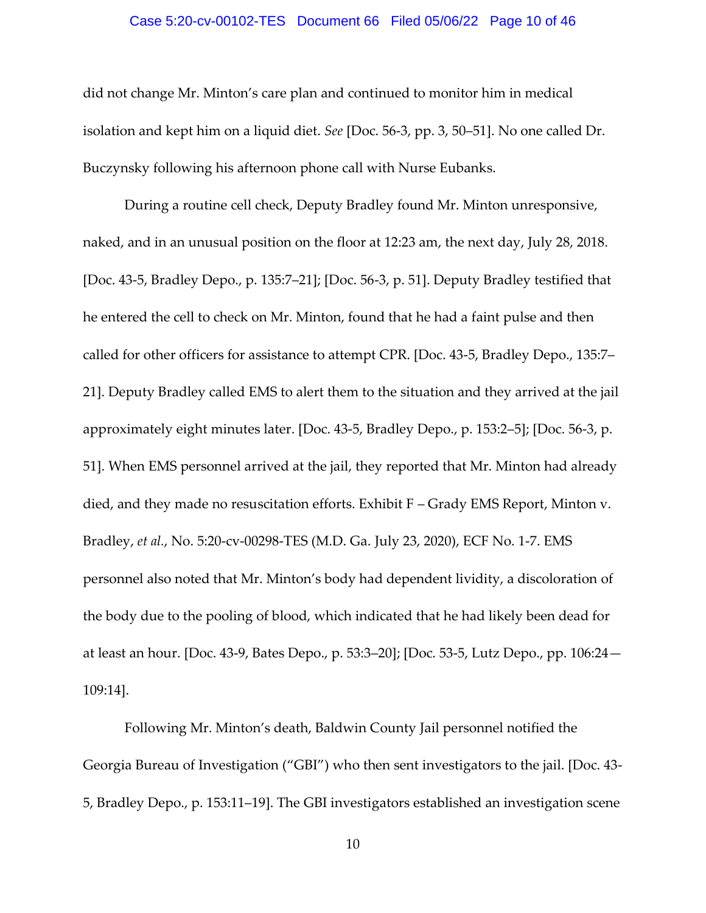did not change Mr. Minton's care plan and continued to monitor him in medical isolation and kept him on a liquid diet. *See* [Doc. 56-3, pp. 3, 50–51]. No one called Dr. Buczynsky following his afternoon phone call with Nurse Eubanks.

During a routine cell check, Deputy Bradley found Mr. Minton unresponsive, naked, and in an unusual position on the floor at 12:23 am, the next day, July 28, 2018. [Doc. 43-5, Bradley Depo., p. 135:7–21]; [Doc. 56-3, p. 51]. Deputy Bradley testified that he entered the cell to check on Mr. Minton, found that he had a faint pulse and then called for other officers for assistance to attempt CPR. [Doc. 43-5, Bradley Depo., 135:7–21]. Deputy Bradley called EMS to alert them to the situation and they arrived at the jail approximately eight minutes later. [Doc. 43-5, Bradley Depo., p. 153:2–5]; [Doc. 56-3, p. 51]. When EMS personnel arrived at the jail, they reported that Mr. Minton had already died, and they made no resuscitation efforts. Exhibit F – Grady EMS Report, Minton v. Bradley, *et al.*, No. 5:20-cv-00298-TES (M.D. Ga. July 23, 2020), ECF No. 1-7. EMS personnel also noted that Mr. Minton's body had dependent lividity, a discoloration of the body due to the pooling of blood, which indicated that he had likely been dead for at least an hour. [Doc. 43-9, Bates Depo., p. 53:3–20]; [Doc. 53-5, Lutz Depo., pp. 106:24—109:14].

Following Mr. Minton's death, Baldwin County Jail personnel notified the Georgia Bureau of Investigation ("GBI") who then sent investigators to the jail. [Doc. 43-5, Bradley Depo., p. 153:11–19]. The GBI investigators established an investigation scene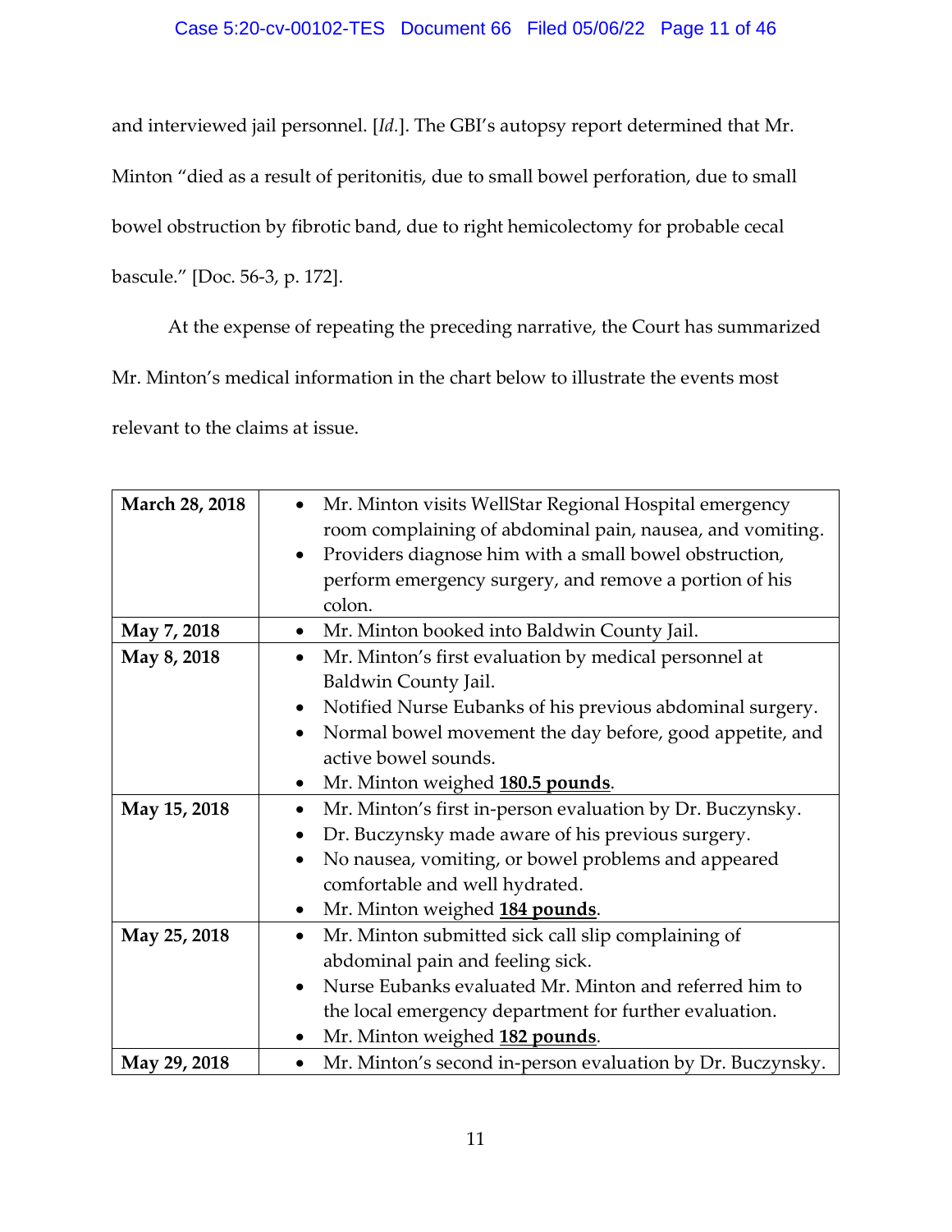and interviewed jail personnel. [*Id.*]. The GBI's autopsy report determined that Mr. Minton "died as a result of peritonitis, due to small bowel perforation, due to small bowel obstruction by fibrotic band, due to right hemicolectomy for probable cecal bascule." [Doc. 56-3, p. 172].

At the expense of repeating the preceding narrative, the Court has summarized Mr. Minton's medical information in the chart below to illustrate the events most relevant to the claims at issue.

| | |
|---|---|
| **March 28, 2018** | • Mr. Minton visits WellStar Regional Hospital emergency room complaining of abdominal pain, nausea, and vomiting.<br>• Providers diagnose him with a small bowel obstruction, perform emergency surgery, and remove a portion of his colon. |
| **May 7, 2018** | • Mr. Minton booked into Baldwin County Jail. |
| **May 8, 2018** | • Mr. Minton's first evaluation by medical personnel at Baldwin County Jail.<br>• Notified Nurse Eubanks of his previous abdominal surgery.<br>• Normal bowel movement the day before, good appetite, and active bowel sounds.<br>• Mr. Minton weighed **180.5 pounds**. |
| **May 15, 2018** | • Mr. Minton's first in-person evaluation by Dr. Buczynsky.<br>• Dr. Buczynsky made aware of his previous surgery.<br>• No nausea, vomiting, or bowel problems and appeared comfortable and well hydrated.<br>• Mr. Minton weighed **184 pounds**. |
| **May 25, 2018** | • Mr. Minton submitted sick call slip complaining of abdominal pain and feeling sick.<br>• Nurse Eubanks evaluated Mr. Minton and referred him to the local emergency department for further evaluation.<br>• Mr. Minton weighed **182 pounds**. |
| **May 29, 2018** | • Mr. Minton's second in-person evaluation by Dr. Buczynsky. |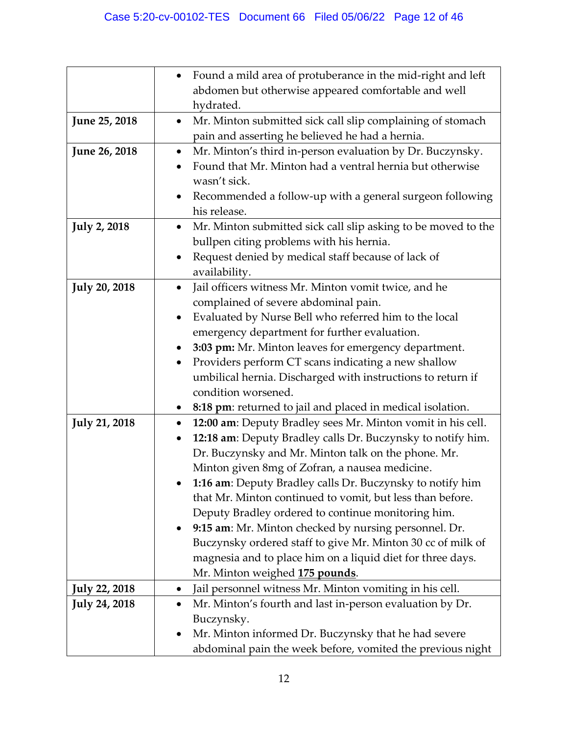| | |
|---|---|
| | • Found a mild area of protuberance in the mid-right and left abdomen but otherwise appeared comfortable and well hydrated. |
| **June 25, 2018** | • Mr. Minton submitted sick call slip complaining of stomach pain and asserting he believed he had a hernia. |
| **June 26, 2018** | • Mr. Minton's third in-person evaluation by Dr. Buczynsky.<br>• Found that Mr. Minton had a ventral hernia but otherwise wasn't sick.<br>• Recommended a follow-up with a general surgeon following his release. |
| **July 2, 2018** | • Mr. Minton submitted sick call slip asking to be moved to the bullpen citing problems with his hernia.<br>• Request denied by medical staff because of lack of availability. |
| **July 20, 2018** | • Jail officers witness Mr. Minton vomit twice, and he complained of severe abdominal pain.<br>• Evaluated by Nurse Bell who referred him to the local emergency department for further evaluation.<br>• **3:03 pm:** Mr. Minton leaves for emergency department.<br>• Providers perform CT scans indicating a new shallow umbilical hernia. Discharged with instructions to return if condition worsened.<br>• **8:18 pm**: returned to jail and placed in medical isolation. |
| **July 21, 2018** | • **12:00 am**: Deputy Bradley sees Mr. Minton vomit in his cell.<br>• **12:18 am**: Deputy Bradley calls Dr. Buczynsky to notify him. Dr. Buczynsky and Mr. Minton talk on the phone. Mr. Minton given 8mg of Zofran, a nausea medicine.<br>• **1:16 am**: Deputy Bradley calls Dr. Buczynsky to notify him that Mr. Minton continued to vomit, but less than before. Deputy Bradley ordered to continue monitoring him.<br>• **9:15 am**: Mr. Minton checked by nursing personnel. Dr. Buczynsky ordered staff to give Mr. Minton 30 cc of milk of magnesia and to place him on a liquid diet for three days. Mr. Minton weighed <u>**175 pounds**</u>. |
| **July 22, 2018** | • Jail personnel witness Mr. Minton vomiting in his cell. |
| **July 24, 2018** | • Mr. Minton's fourth and last in-person evaluation by Dr. Buczynsky.<br>• Mr. Minton informed Dr. Buczynsky that he had severe abdominal pain the week before, vomited the previous night |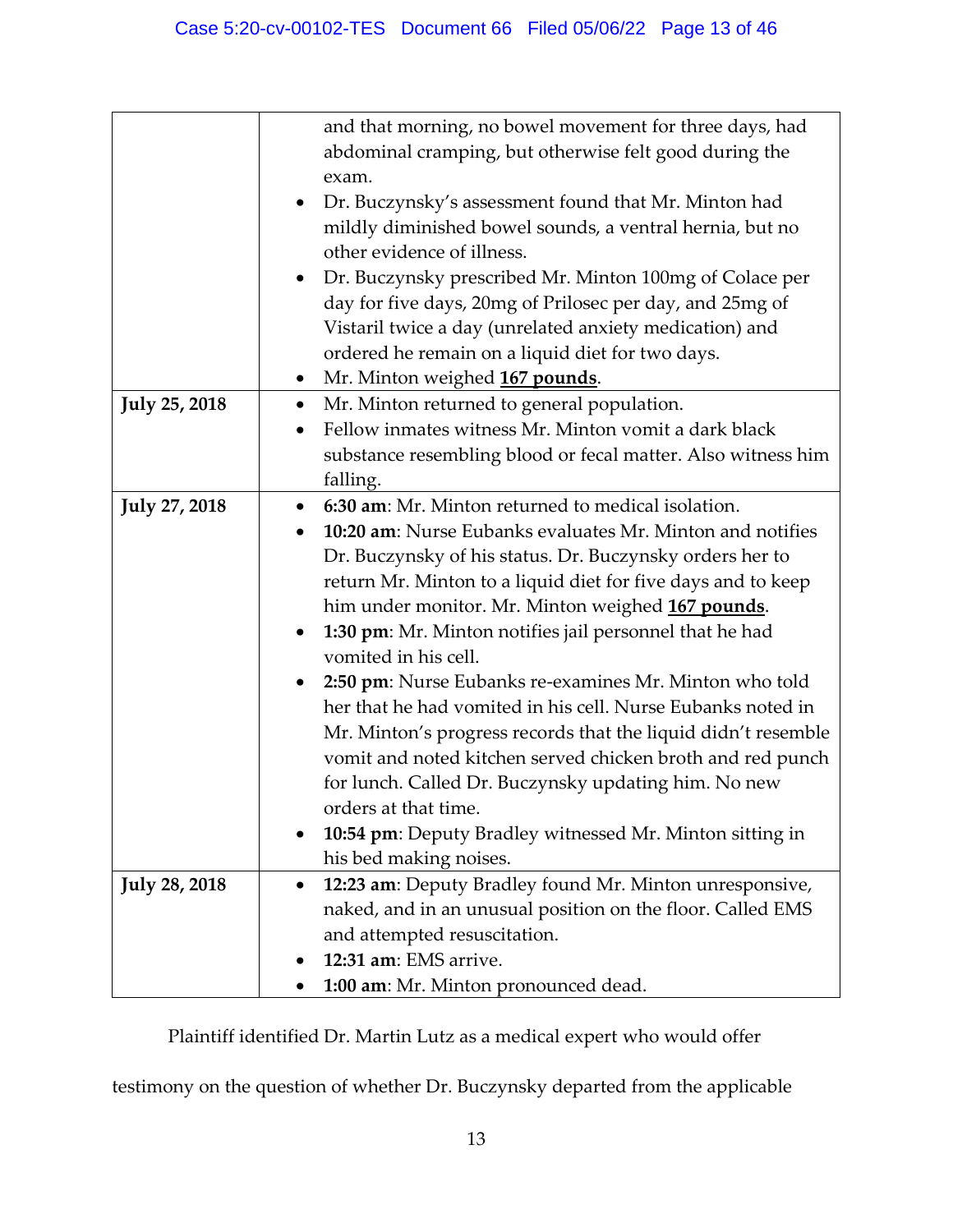| | |
|---|---|
| | and that morning, no bowel movement for three days, had abdominal cramping, but otherwise felt good during the exam.<br>• Dr. Buczynsky's assessment found that Mr. Minton had mildly diminished bowel sounds, a ventral hernia, but no other evidence of illness.<br>• Dr. Buczynsky prescribed Mr. Minton 100mg of Colace per day for five days, 20mg of Prilosec per day, and 25mg of Vistaril twice a day (unrelated anxiety medication) and ordered he remain on a liquid diet for two days.<br>• Mr. Minton weighed **<u>167 pounds</u>**. |
| **July 25, 2018** | • Mr. Minton returned to general population.<br>• Fellow inmates witness Mr. Minton vomit a dark black substance resembling blood or fecal matter. Also witness him falling. |
| **July 27, 2018** | • **6:30 am**: Mr. Minton returned to medical isolation.<br>• **10:20 am**: Nurse Eubanks evaluates Mr. Minton and notifies Dr. Buczynsky of his status. Dr. Buczynsky orders her to return Mr. Minton to a liquid diet for five days and to keep him under monitor. Mr. Minton weighed **<u>167 pounds</u>**.<br>• **1:30 pm**: Mr. Minton notifies jail personnel that he had vomited in his cell.<br>• **2:50 pm**: Nurse Eubanks re-examines Mr. Minton who told her that he had vomited in his cell. Nurse Eubanks noted in Mr. Minton's progress records that the liquid didn't resemble vomit and noted kitchen served chicken broth and red punch for lunch. Called Dr. Buczynsky updating him. No new orders at that time.<br>• **10:54 pm**: Deputy Bradley witnessed Mr. Minton sitting in his bed making noises. |
| **July 28, 2018** | • **12:23 am**: Deputy Bradley found Mr. Minton unresponsive, naked, and in an unusual position on the floor. Called EMS and attempted resuscitation.<br>• **12:31 am**: EMS arrive.<br>• **1:00 am**: Mr. Minton pronounced dead. |

Plaintiff identified Dr. Martin Lutz as a medical expert who would offer testimony on the question of whether Dr. Buczynsky departed from the applicable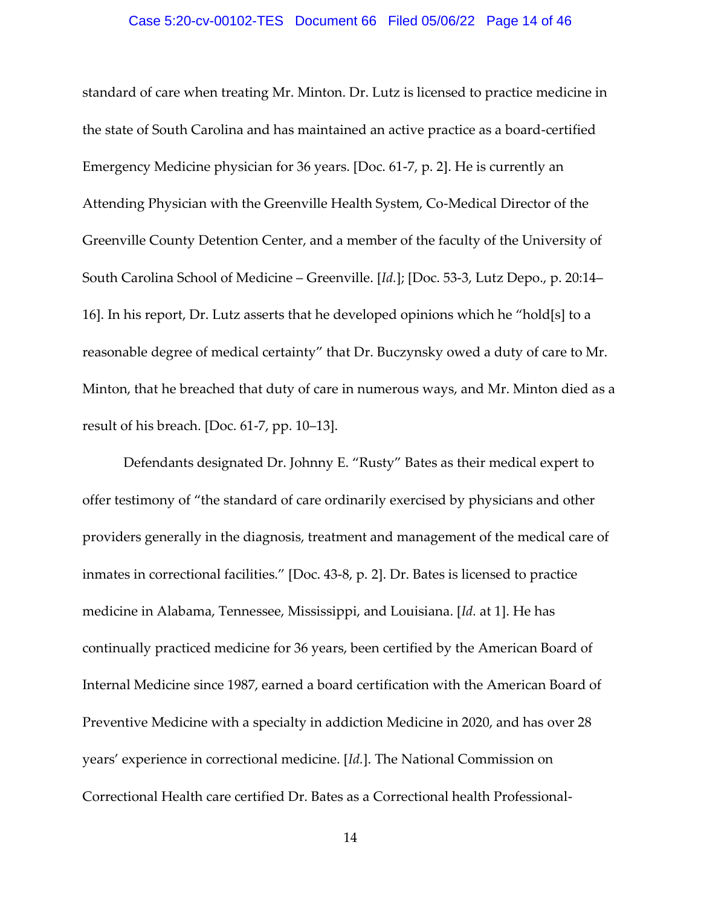standard of care when treating Mr. Minton. Dr. Lutz is licensed to practice medicine in the state of South Carolina and has maintained an active practice as a board-certified Emergency Medicine physician for 36 years. [Doc. 61-7, p. 2]. He is currently an Attending Physician with the Greenville Health System, Co-Medical Director of the Greenville County Detention Center, and a member of the faculty of the University of South Carolina School of Medicine – Greenville. [*Id.*]; [Doc. 53-3, Lutz Depo., p. 20:14–16]. In his report, Dr. Lutz asserts that he developed opinions which he "hold[s] to a reasonable degree of medical certainty" that Dr. Buczynsky owed a duty of care to Mr. Minton, that he breached that duty of care in numerous ways, and Mr. Minton died as a result of his breach. [Doc. 61-7, pp. 10–13].

Defendants designated Dr. Johnny E. "Rusty" Bates as their medical expert to offer testimony of "the standard of care ordinarily exercised by physicians and other providers generally in the diagnosis, treatment and management of the medical care of inmates in correctional facilities." [Doc. 43-8, p. 2]. Dr. Bates is licensed to practice medicine in Alabama, Tennessee, Mississippi, and Louisiana. [*Id.* at 1]. He has continually practiced medicine for 36 years, been certified by the American Board of Internal Medicine since 1987, earned a board certification with the American Board of Preventive Medicine with a specialty in addiction Medicine in 2020, and has over 28 years' experience in correctional medicine. [*Id.*]. The National Commission on Correctional Health care certified Dr. Bates as a Correctional health Professional-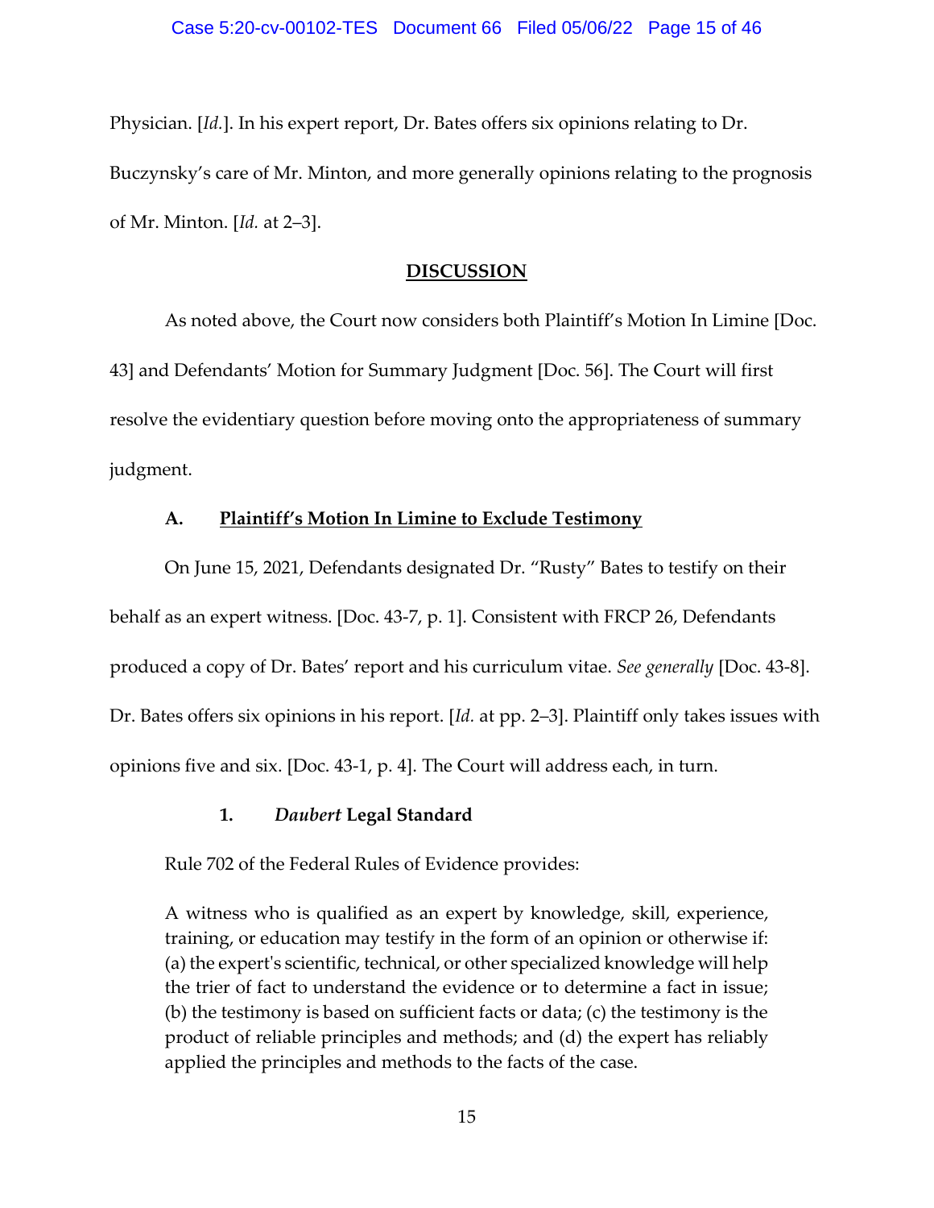Physician. [*Id.*]. In his expert report, Dr. Bates offers six opinions relating to Dr. Buczynsky's care of Mr. Minton, and more generally opinions relating to the prognosis of Mr. Minton. [*Id.* at 2–3].

## DISCUSSION

As noted above, the Court now considers both Plaintiff's Motion In Limine [Doc. 43] and Defendants' Motion for Summary Judgment [Doc. 56]. The Court will first resolve the evidentiary question before moving onto the appropriateness of summary judgment.

### A. Plaintiff's Motion In Limine to Exclude Testimony

On June 15, 2021, Defendants designated Dr. "Rusty" Bates to testify on their behalf as an expert witness. [Doc. 43-7, p. 1]. Consistent with FRCP 26, Defendants produced a copy of Dr. Bates' report and his curriculum vitae. *See generally* [Doc. 43-8]. Dr. Bates offers six opinions in his report. [*Id.* at pp. 2–3]. Plaintiff only takes issues with opinions five and six. [Doc. 43-1, p. 4]. The Court will address each, in turn.

#### 1. *Daubert* Legal Standard

Rule 702 of the Federal Rules of Evidence provides:

> A witness who is qualified as an expert by knowledge, skill, experience, training, or education may testify in the form of an opinion or otherwise if: (a) the expert's scientific, technical, or other specialized knowledge will help the trier of fact to understand the evidence or to determine a fact in issue; (b) the testimony is based on sufficient facts or data; (c) the testimony is the product of reliable principles and methods; and (d) the expert has reliably applied the principles and methods to the facts of the case.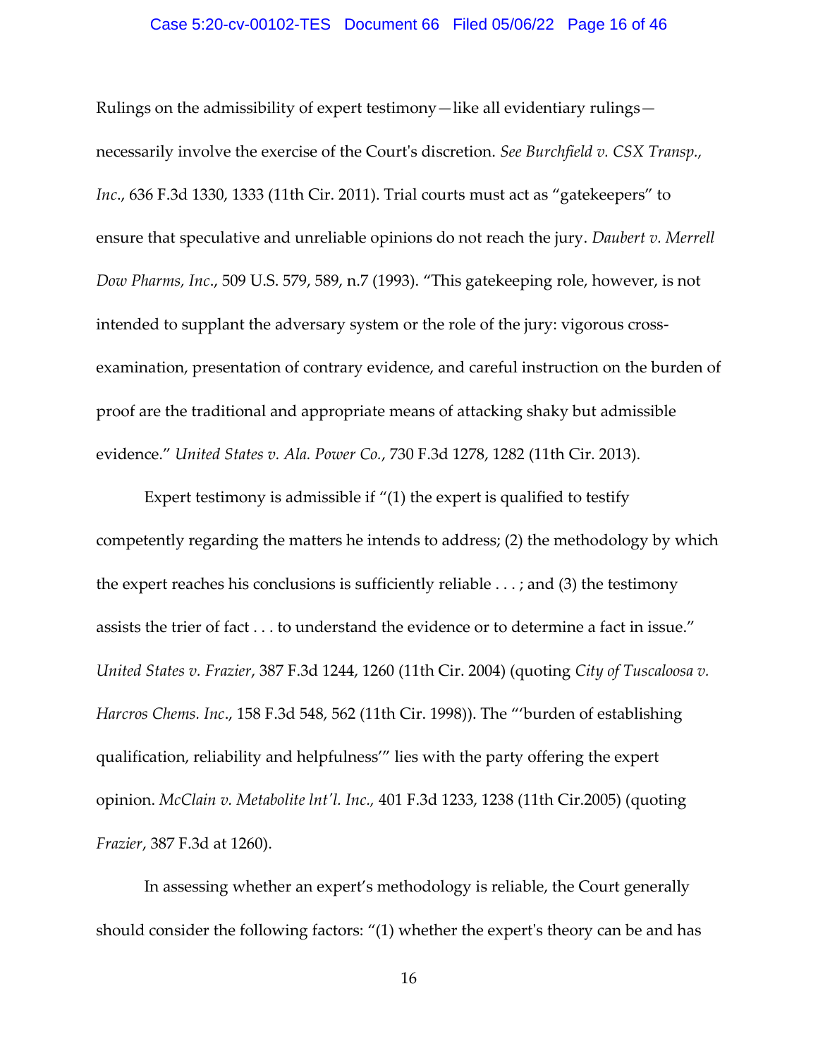Rulings on the admissibility of expert testimony—like all evidentiary rulings—necessarily involve the exercise of the Court's discretion. *See Burchfield v. CSX Transp., Inc*., 636 F.3d 1330, 1333 (11th Cir. 2011). Trial courts must act as "gatekeepers" to ensure that speculative and unreliable opinions do not reach the jury. *Daubert v. Merrell Dow Pharms, Inc*., 509 U.S. 579, 589, n.7 (1993). "This gatekeeping role, however, is not intended to supplant the adversary system or the role of the jury: vigorous cross-examination, presentation of contrary evidence, and careful instruction on the burden of proof are the traditional and appropriate means of attacking shaky but admissible evidence." *United States v. Ala. Power Co.*, 730 F.3d 1278, 1282 (11th Cir. 2013).

Expert testimony is admissible if "(1) the expert is qualified to testify competently regarding the matters he intends to address; (2) the methodology by which the expert reaches his conclusions is sufficiently reliable . . . ; and (3) the testimony assists the trier of fact . . . to understand the evidence or to determine a fact in issue." *United States v. Frazier*, 387 F.3d 1244, 1260 (11th Cir. 2004) (quoting *City of Tuscaloosa v. Harcros Chems. Inc*., 158 F.3d 548, 562 (11th Cir. 1998)). The "'burden of establishing qualification, reliability and helpfulness'" lies with the party offering the expert opinion. *McClain v. Metabolite lnt'l. Inc.,* 401 F.3d 1233, 1238 (11th Cir.2005) (quoting *Frazier*, 387 F.3d at 1260).

In assessing whether an expert's methodology is reliable, the Court generally should consider the following factors: "(1) whether the expert's theory can be and has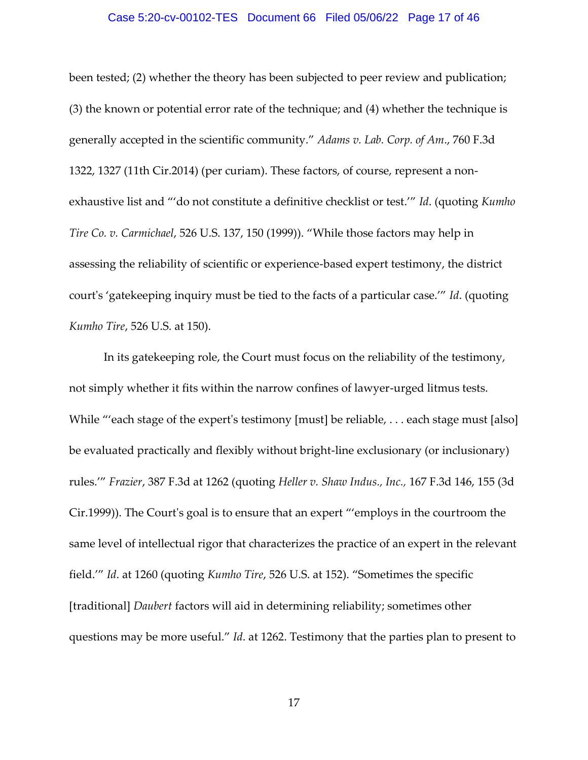been tested; (2) whether the theory has been subjected to peer review and publication; (3) the known or potential error rate of the technique; and (4) whether the technique is generally accepted in the scientific community." *Adams v. Lab. Corp. of Am*., 760 F.3d 1322, 1327 (11th Cir.2014) (per curiam). These factors, of course, represent a non-exhaustive list and "'do not constitute a definitive checklist or test.'" *Id*. (quoting *Kumho Tire Co. v. Carmichael*, 526 U.S. 137, 150 (1999)). "While those factors may help in assessing the reliability of scientific or experience-based expert testimony, the district court's 'gatekeeping inquiry must be tied to the facts of a particular case.'" *Id*. (quoting *Kumho Tire*, 526 U.S. at 150).

In its gatekeeping role, the Court must focus on the reliability of the testimony, not simply whether it fits within the narrow confines of lawyer-urged litmus tests. While "'each stage of the expert's testimony [must] be reliable, . . . each stage must [also] be evaluated practically and flexibly without bright-line exclusionary (or inclusionary) rules.'" *Frazier*, 387 F.3d at 1262 (quoting *Heller v. Shaw Indus., Inc.,* 167 F.3d 146, 155 (3d Cir.1999)). The Court's goal is to ensure that an expert "'employs in the courtroom the same level of intellectual rigor that characterizes the practice of an expert in the relevant field.'" *Id*. at 1260 (quoting *Kumho Tire*, 526 U.S. at 152). "Sometimes the specific [traditional] *Daubert* factors will aid in determining reliability; sometimes other questions may be more useful." *Id*. at 1262. Testimony that the parties plan to present to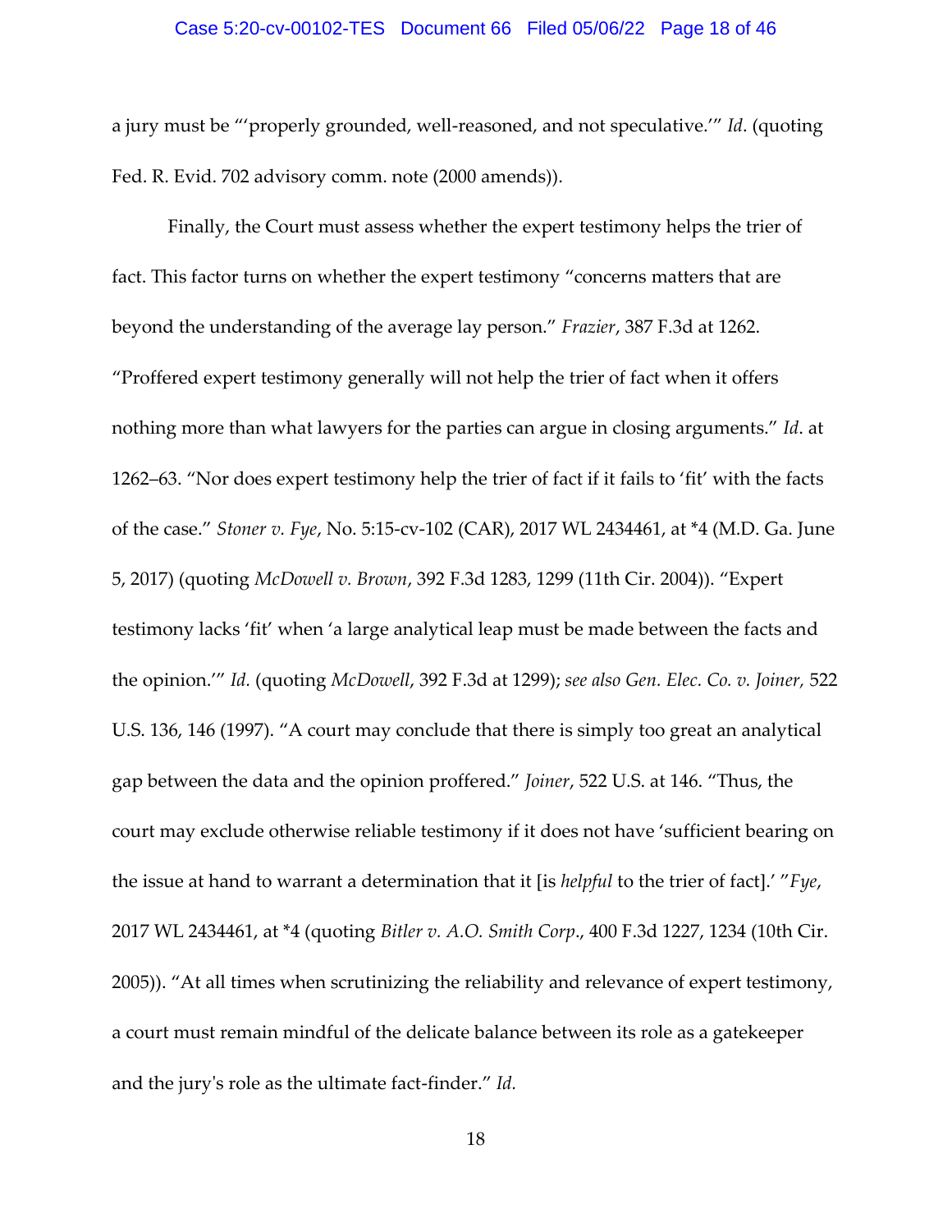a jury must be "'properly grounded, well-reasoned, and not speculative.'" *Id*. (quoting Fed. R. Evid. 702 advisory comm. note (2000 amends)).

Finally, the Court must assess whether the expert testimony helps the trier of fact. This factor turns on whether the expert testimony "concerns matters that are beyond the understanding of the average lay person." *Frazier*, 387 F.3d at 1262. "Proffered expert testimony generally will not help the trier of fact when it offers nothing more than what lawyers for the parties can argue in closing arguments." *Id*. at 1262–63. "Nor does expert testimony help the trier of fact if it fails to 'fit' with the facts of the case." *Stoner v. Fye*, No. 5:15-cv-102 (CAR), 2017 WL 2434461, at *4 (M.D. Ga. June 5, 2017) (quoting *McDowell v. Brown*, 392 F.3d 1283, 1299 (11th Cir. 2004)). "Expert testimony lacks 'fit' when 'a large analytical leap must be made between the facts and the opinion.'" *Id.* (quoting *McDowell*, 392 F.3d at 1299); *see also Gen. Elec. Co. v. Joiner,* 522 U.S. 136, 146 (1997). "A court may conclude that there is simply too great an analytical gap between the data and the opinion proffered." *Joiner*, 522 U.S. at 146. "Thus, the court may exclude otherwise reliable testimony if it does not have 'sufficient bearing on the issue at hand to warrant a determination that it [is *helpful* to the trier of fact].' "*Fye*, 2017 WL 2434461, at *4 (quoting *Bitler v. A.O. Smith Corp*., 400 F.3d 1227, 1234 (10th Cir. 2005)). "At all times when scrutinizing the reliability and relevance of expert testimony, a court must remain mindful of the delicate balance between its role as a gatekeeper and the jury's role as the ultimate fact-finder." *Id.*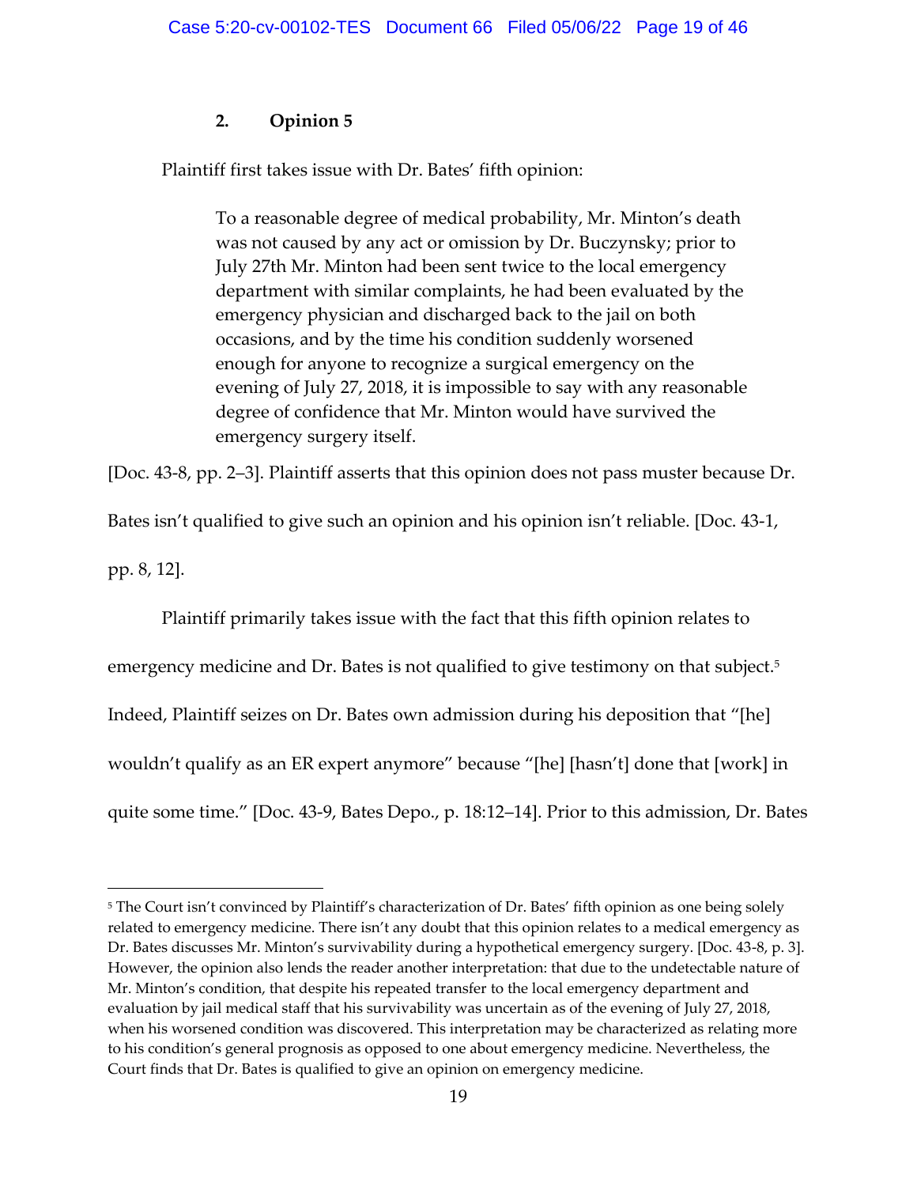### 2. Opinion 5

Plaintiff first takes issue with Dr. Bates' fifth opinion:

> To a reasonable degree of medical probability, Mr. Minton's death was not caused by any act or omission by Dr. Buczynsky; prior to July 27th Mr. Minton had been sent twice to the local emergency department with similar complaints, he had been evaluated by the emergency physician and discharged back to the jail on both occasions, and by the time his condition suddenly worsened enough for anyone to recognize a surgical emergency on the evening of July 27, 2018, it is impossible to say with any reasonable degree of confidence that Mr. Minton would have survived the emergency surgery itself.

[Doc. 43-8, pp. 2–3]. Plaintiff asserts that this opinion does not pass muster because Dr. Bates isn't qualified to give such an opinion and his opinion isn't reliable. [Doc. 43-1, pp. 8, 12].

Plaintiff primarily takes issue with the fact that this fifth opinion relates to emergency medicine and Dr. Bates is not qualified to give testimony on that subject.[5] Indeed, Plaintiff seizes on Dr. Bates own admission during his deposition that "[he] wouldn't qualify as an ER expert anymore" because "[he] [hasn't] done that [work] in quite some time." [Doc. 43-9, Bates Depo., p. 18:12–14]. Prior to this admission, Dr. Bates

---

[5] The Court isn't convinced by Plaintiff's characterization of Dr. Bates' fifth opinion as one being solely related to emergency medicine. There isn't any doubt that this opinion relates to a medical emergency as Dr. Bates discusses Mr. Minton's survivability during a hypothetical emergency surgery. [Doc. 43-8, p. 3]. However, the opinion also lends the reader another interpretation: that due to the undetectable nature of Mr. Minton's condition, that despite his repeated transfer to the local emergency department and evaluation by jail medical staff that his survivability was uncertain as of the evening of July 27, 2018, when his worsened condition was discovered. This interpretation may be characterized as relating more to his condition's general prognosis as opposed to one about emergency medicine. Nevertheless, the Court finds that Dr. Bates is qualified to give an opinion on emergency medicine.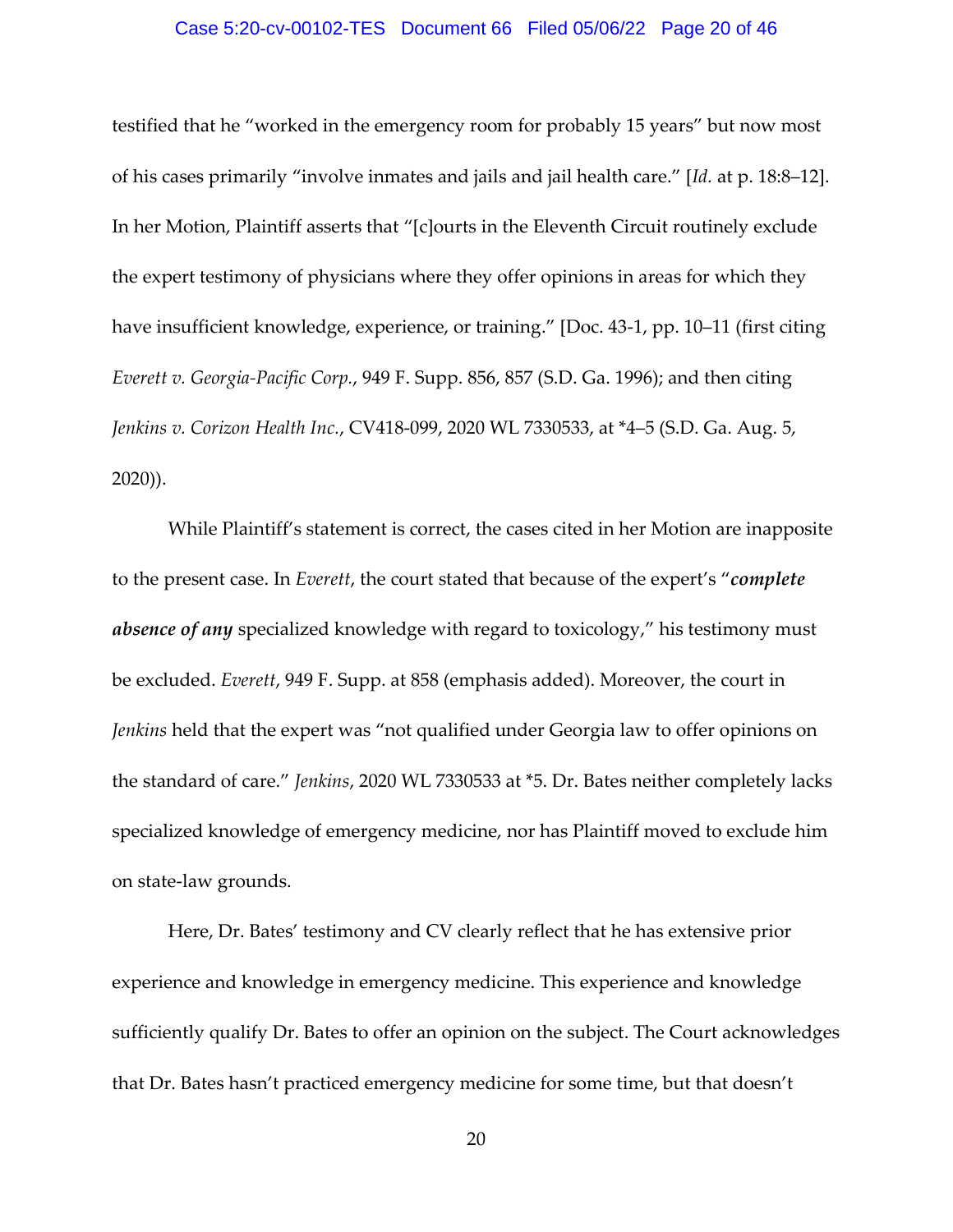testified that he "worked in the emergency room for probably 15 years" but now most of his cases primarily "involve inmates and jails and jail health care." [*Id.* at p. 18:8–12]. In her Motion, Plaintiff asserts that "[c]ourts in the Eleventh Circuit routinely exclude the expert testimony of physicians where they offer opinions in areas for which they have insufficient knowledge, experience, or training." [Doc. 43-1, pp. 10–11 (first citing *Everett v. Georgia-Pacific Corp.*, 949 F. Supp. 856, 857 (S.D. Ga. 1996); and then citing *Jenkins v. Corizon Health Inc.*, CV418-099, 2020 WL 7330533, at *4–5 (S.D. Ga. Aug. 5, 2020)).

While Plaintiff's statement is correct, the cases cited in her Motion are inapposite to the present case. In *Everett*, the court stated that because of the expert's "***complete absence of any*** specialized knowledge with regard to toxicology," his testimony must be excluded. *Everett*, 949 F. Supp. at 858 (emphasis added). Moreover, the court in *Jenkins* held that the expert was "not qualified under Georgia law to offer opinions on the standard of care." *Jenkins*, 2020 WL 7330533 at *5. Dr. Bates neither completely lacks specialized knowledge of emergency medicine, nor has Plaintiff moved to exclude him on state-law grounds.

Here, Dr. Bates' testimony and CV clearly reflect that he has extensive prior experience and knowledge in emergency medicine. This experience and knowledge sufficiently qualify Dr. Bates to offer an opinion on the subject. The Court acknowledges that Dr. Bates hasn't practiced emergency medicine for some time, but that doesn't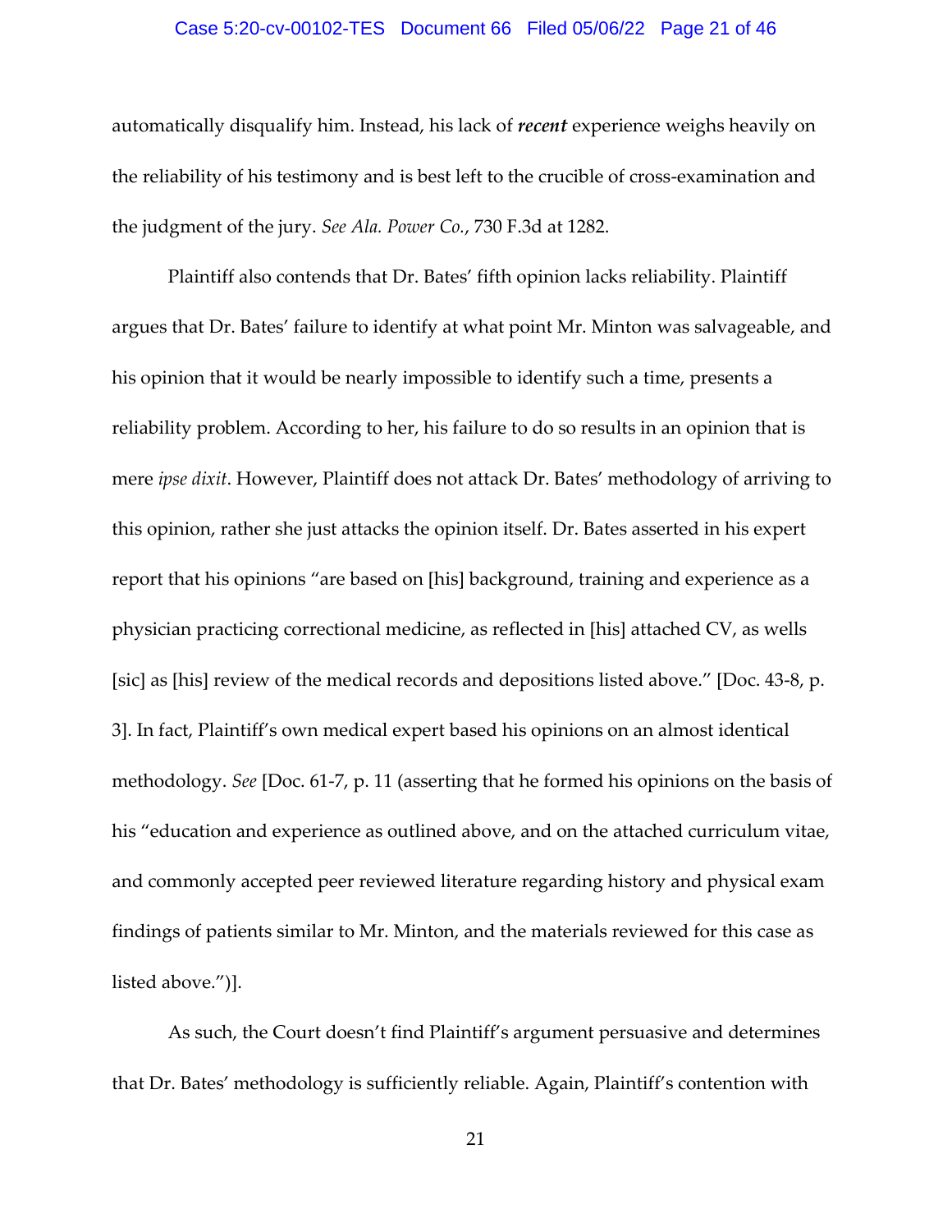automatically disqualify him. Instead, his lack of ***recent*** experience weighs heavily on the reliability of his testimony and is best left to the crucible of cross-examination and the judgment of the jury. *See Ala. Power Co.*, 730 F.3d at 1282.

Plaintiff also contends that Dr. Bates' fifth opinion lacks reliability. Plaintiff argues that Dr. Bates' failure to identify at what point Mr. Minton was salvageable, and his opinion that it would be nearly impossible to identify such a time, presents a reliability problem. According to her, his failure to do so results in an opinion that is mere *ipse dixit*. However, Plaintiff does not attack Dr. Bates' methodology of arriving to this opinion, rather she just attacks the opinion itself. Dr. Bates asserted in his expert report that his opinions "are based on [his] background, training and experience as a physician practicing correctional medicine, as reflected in [his] attached CV, as wells [sic] as [his] review of the medical records and depositions listed above." [Doc. 43-8, p. 3]. In fact, Plaintiff's own medical expert based his opinions on an almost identical methodology. *See* [Doc. 61-7, p. 11 (asserting that he formed his opinions on the basis of his "education and experience as outlined above, and on the attached curriculum vitae, and commonly accepted peer reviewed literature regarding history and physical exam findings of patients similar to Mr. Minton, and the materials reviewed for this case as listed above.")].

As such, the Court doesn't find Plaintiff's argument persuasive and determines that Dr. Bates' methodology is sufficiently reliable. Again, Plaintiff's contention with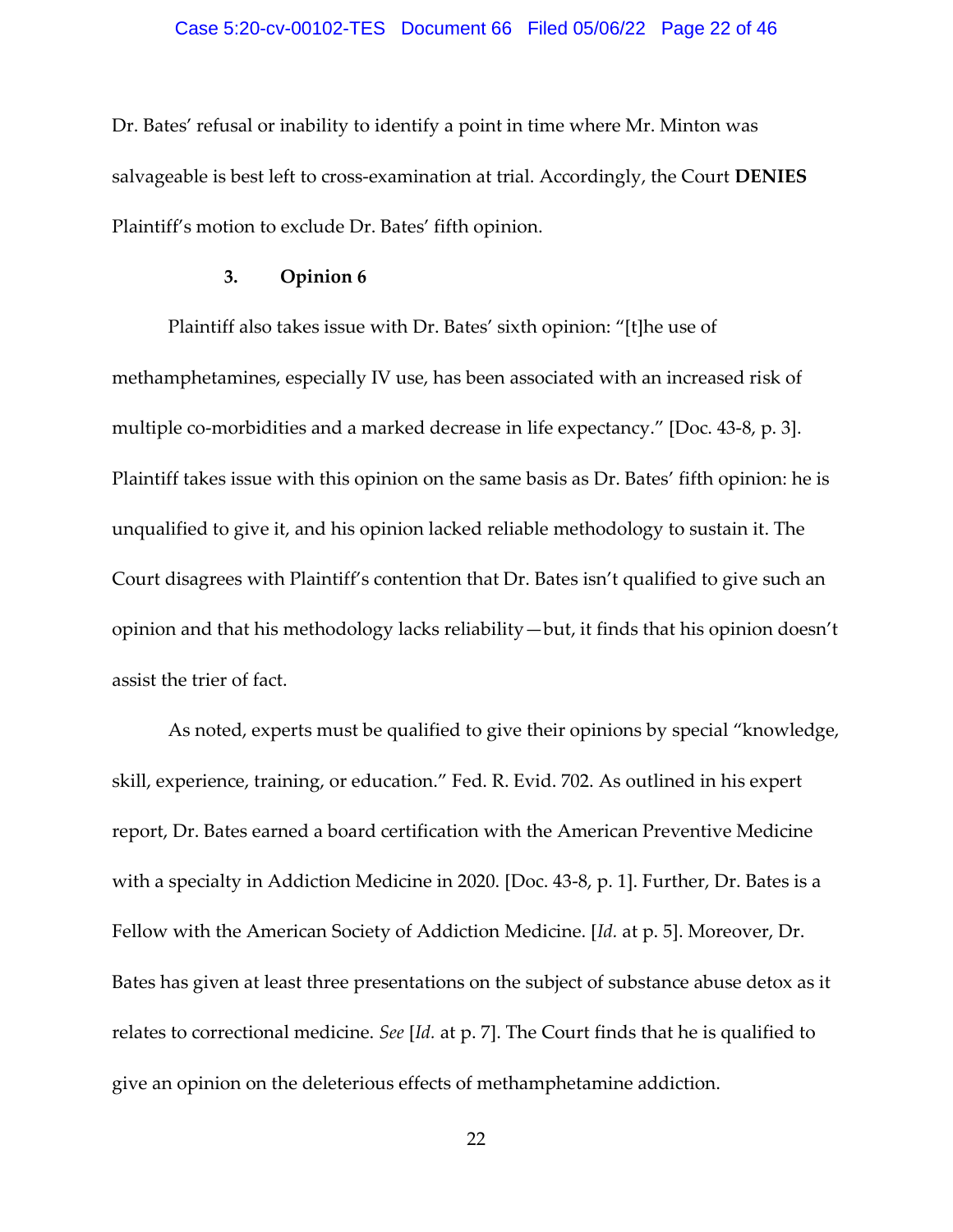Dr. Bates' refusal or inability to identify a point in time where Mr. Minton was salvageable is best left to cross-examination at trial. Accordingly, the Court **DENIES** Plaintiff's motion to exclude Dr. Bates' fifth opinion.

### 3. Opinion 6

Plaintiff also takes issue with Dr. Bates' sixth opinion: "[t]he use of methamphetamines, especially IV use, has been associated with an increased risk of multiple co-morbidities and a marked decrease in life expectancy." [Doc. 43-8, p. 3]. Plaintiff takes issue with this opinion on the same basis as Dr. Bates' fifth opinion: he is unqualified to give it, and his opinion lacked reliable methodology to sustain it. The Court disagrees with Plaintiff's contention that Dr. Bates isn't qualified to give such an opinion and that his methodology lacks reliability—but, it finds that his opinion doesn't assist the trier of fact.

As noted, experts must be qualified to give their opinions by special "knowledge, skill, experience, training, or education." Fed. R. Evid. 702. As outlined in his expert report, Dr. Bates earned a board certification with the American Preventive Medicine with a specialty in Addiction Medicine in 2020. [Doc. 43-8, p. 1]. Further, Dr. Bates is a Fellow with the American Society of Addiction Medicine. [*Id.* at p. 5]. Moreover, Dr. Bates has given at least three presentations on the subject of substance abuse detox as it relates to correctional medicine. *See* [*Id.* at p. 7]. The Court finds that he is qualified to give an opinion on the deleterious effects of methamphetamine addiction.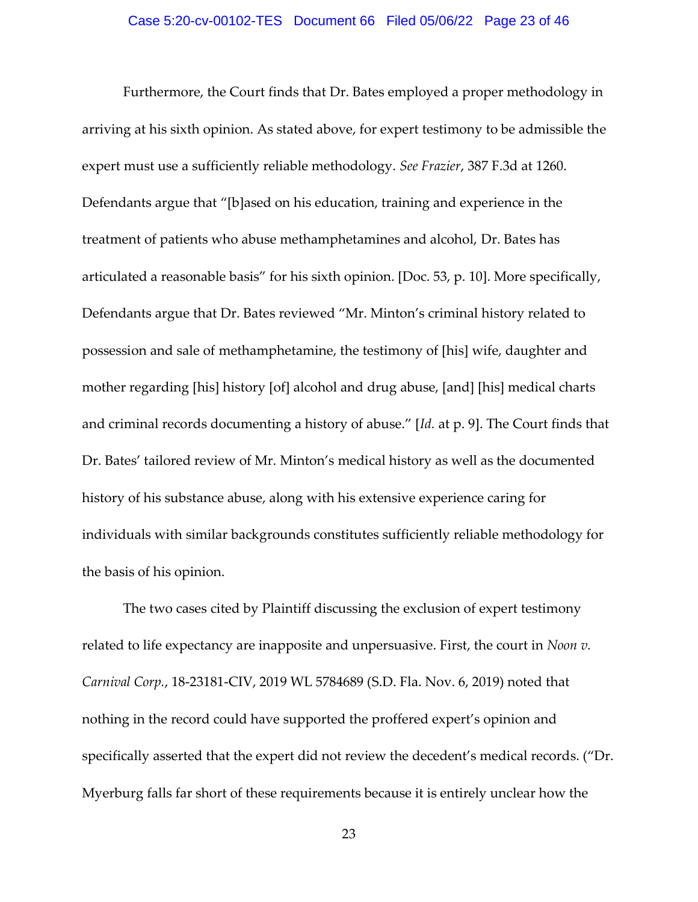Furthermore, the Court finds that Dr. Bates employed a proper methodology in arriving at his sixth opinion. As stated above, for expert testimony to be admissible the expert must use a sufficiently reliable methodology. *See Frazier*, 387 F.3d at 1260. Defendants argue that "[b]ased on his education, training and experience in the treatment of patients who abuse methamphetamines and alcohol, Dr. Bates has articulated a reasonable basis" for his sixth opinion. [Doc. 53, p. 10]. More specifically, Defendants argue that Dr. Bates reviewed "Mr. Minton's criminal history related to possession and sale of methamphetamine, the testimony of [his] wife, daughter and mother regarding [his] history [of] alcohol and drug abuse, [and] [his] medical charts and criminal records documenting a history of abuse." [*Id.* at p. 9]. The Court finds that Dr. Bates' tailored review of Mr. Minton's medical history as well as the documented history of his substance abuse, along with his extensive experience caring for individuals with similar backgrounds constitutes sufficiently reliable methodology for the basis of his opinion.

The two cases cited by Plaintiff discussing the exclusion of expert testimony related to life expectancy are inapposite and unpersuasive. First, the court in *Noon v. Carnival Corp.*, 18-23181-CIV, 2019 WL 5784689 (S.D. Fla. Nov. 6, 2019) noted that nothing in the record could have supported the proffered expert's opinion and specifically asserted that the expert did not review the decedent's medical records. ("Dr. Myerburg falls far short of these requirements because it is entirely unclear how the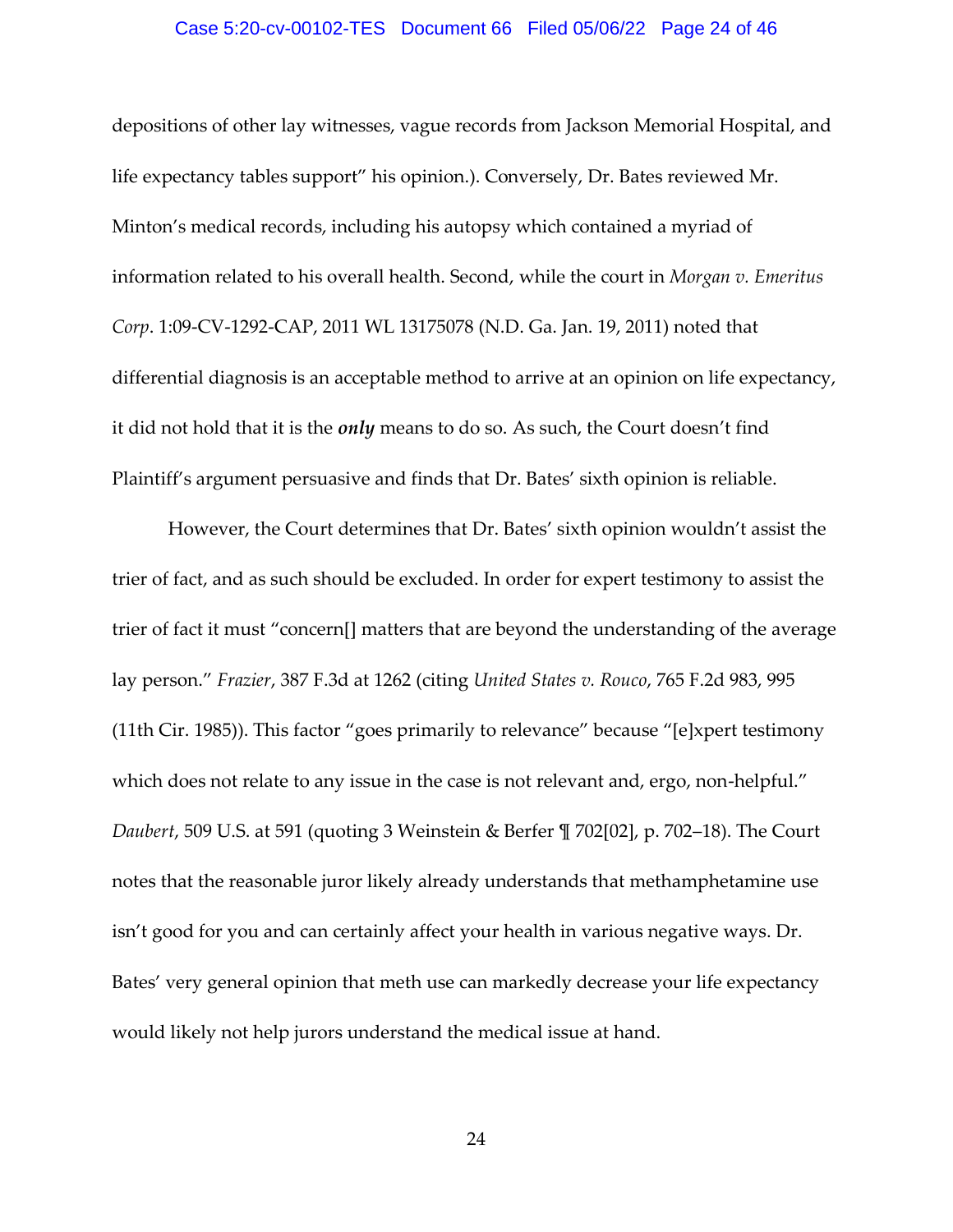depositions of other lay witnesses, vague records from Jackson Memorial Hospital, and life expectancy tables support" his opinion.). Conversely, Dr. Bates reviewed Mr. Minton's medical records, including his autopsy which contained a myriad of information related to his overall health. Second, while the court in *Morgan v. Emeritus Corp*. 1:09-CV-1292-CAP, 2011 WL 13175078 (N.D. Ga. Jan. 19, 2011) noted that differential diagnosis is an acceptable method to arrive at an opinion on life expectancy, it did not hold that it is the ***only*** means to do so. As such, the Court doesn't find Plaintiff's argument persuasive and finds that Dr. Bates' sixth opinion is reliable.

However, the Court determines that Dr. Bates' sixth opinion wouldn't assist the trier of fact, and as such should be excluded. In order for expert testimony to assist the trier of fact it must "concern[] matters that are beyond the understanding of the average lay person." *Frazier*, 387 F.3d at 1262 (citing *United States v. Rouco*, 765 F.2d 983, 995 (11th Cir. 1985)). This factor "goes primarily to relevance" because "[e]xpert testimony which does not relate to any issue in the case is not relevant and, ergo, non-helpful." *Daubert*, 509 U.S. at 591 (quoting 3 Weinstein & Berfer ¶ 702[02], p. 702–18). The Court notes that the reasonable juror likely already understands that methamphetamine use isn't good for you and can certainly affect your health in various negative ways. Dr. Bates' very general opinion that meth use can markedly decrease your life expectancy would likely not help jurors understand the medical issue at hand.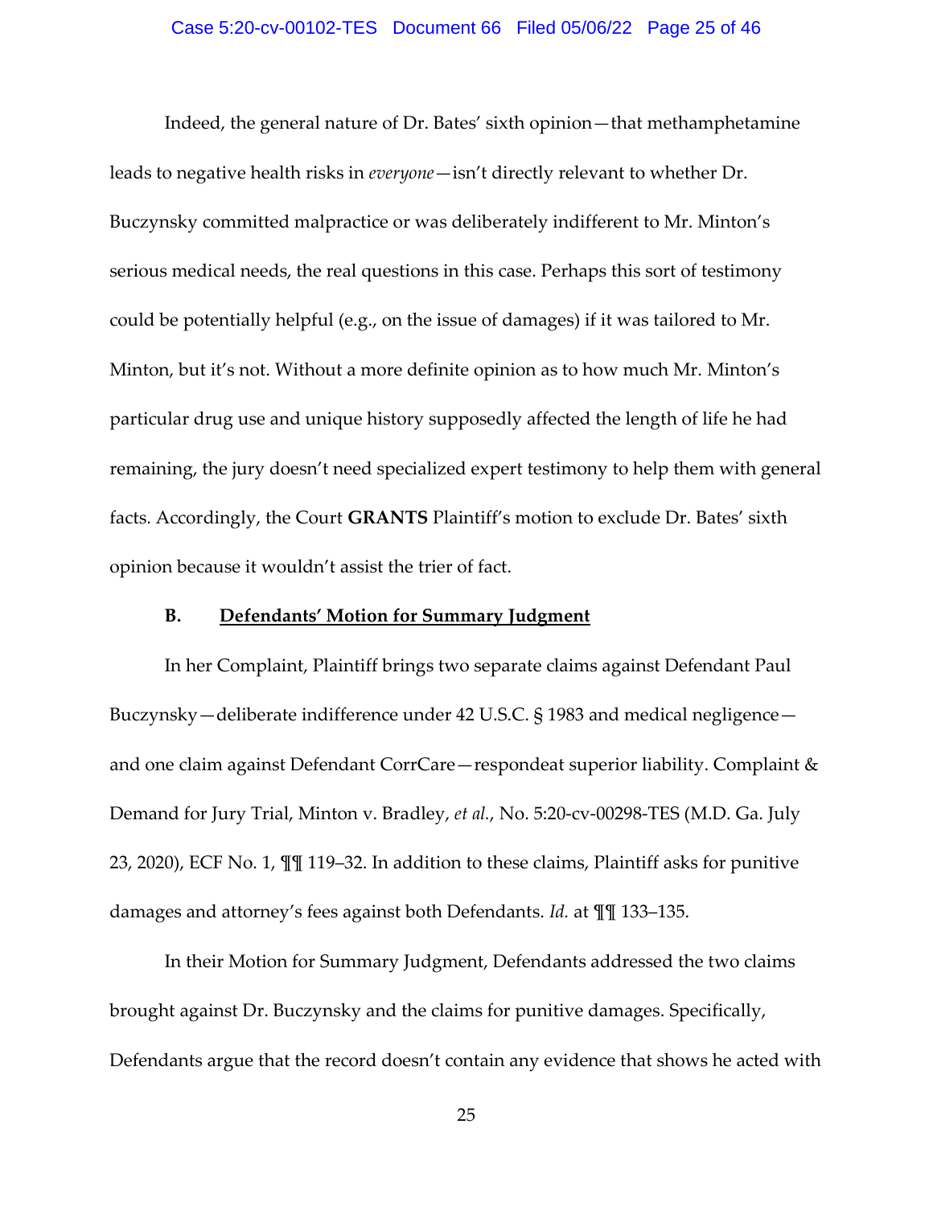Indeed, the general nature of Dr. Bates' sixth opinion—that methamphetamine leads to negative health risks in *everyone*—isn't directly relevant to whether Dr. Buczynsky committed malpractice or was deliberately indifferent to Mr. Minton's serious medical needs, the real questions in this case. Perhaps this sort of testimony could be potentially helpful (e.g., on the issue of damages) if it was tailored to Mr. Minton, but it's not. Without a more definite opinion as to how much Mr. Minton's particular drug use and unique history supposedly affected the length of life he had remaining, the jury doesn't need specialized expert testimony to help them with general facts. Accordingly, the Court **GRANTS** Plaintiff's motion to exclude Dr. Bates' sixth opinion because it wouldn't assist the trier of fact.

### B. <u>Defendants' Motion for Summary Judgment</u>

In her Complaint, Plaintiff brings two separate claims against Defendant Paul Buczynsky—deliberate indifference under 42 U.S.C. § 1983 and medical negligence—and one claim against Defendant CorrCare—respondeat superior liability. Complaint & Demand for Jury Trial, Minton v. Bradley, *et al.*, No. 5:20-cv-00298-TES (M.D. Ga. July 23, 2020), ECF No. 1, ¶¶ 119–32. In addition to these claims, Plaintiff asks for punitive damages and attorney's fees against both Defendants. *Id.* at ¶¶ 133–135.

In their Motion for Summary Judgment, Defendants addressed the two claims brought against Dr. Buczynsky and the claims for punitive damages. Specifically, Defendants argue that the record doesn't contain any evidence that shows he acted with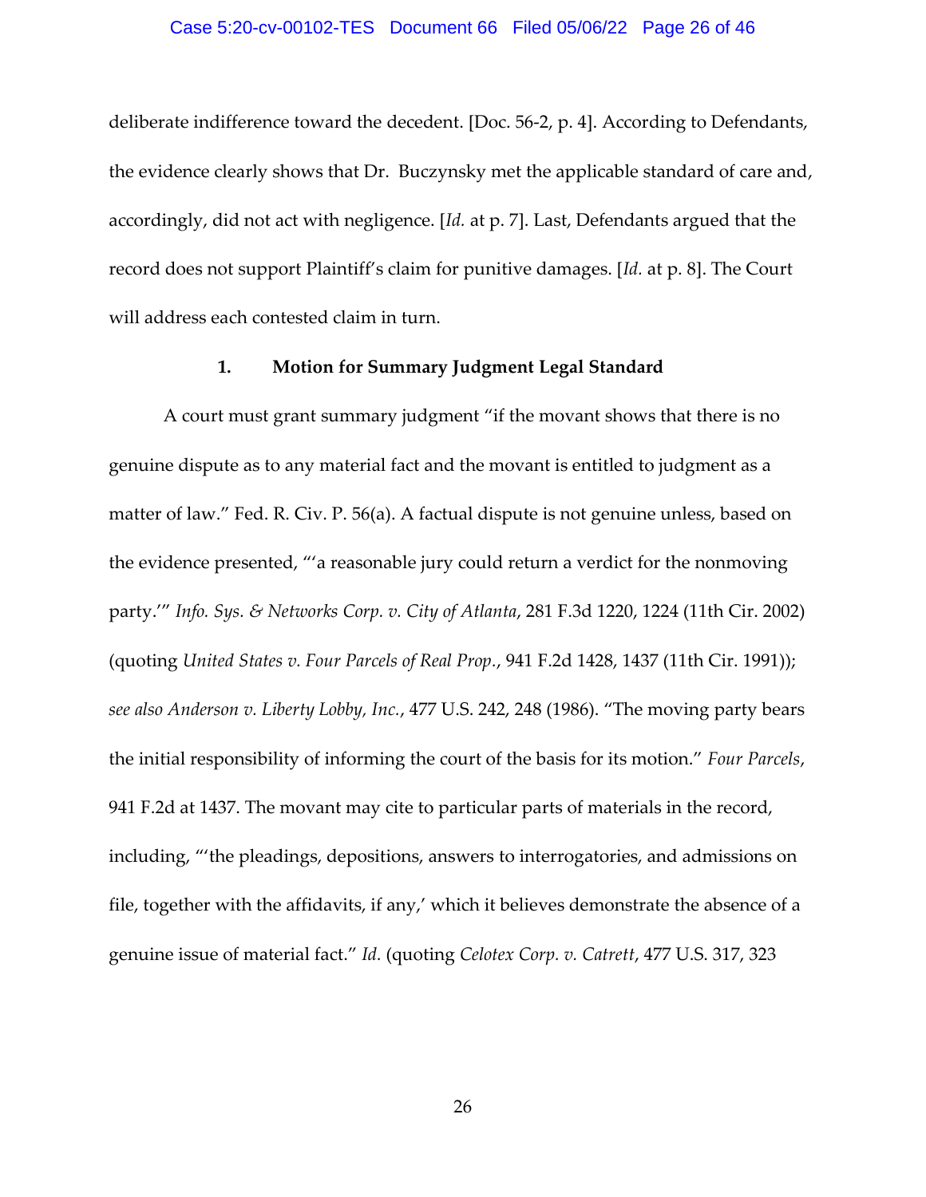deliberate indifference toward the decedent. [Doc. 56-2, p. 4]. According to Defendants, the evidence clearly shows that Dr. Buczynsky met the applicable standard of care and, accordingly, did not act with negligence. [*Id.* at p. 7]. Last, Defendants argued that the record does not support Plaintiff's claim for punitive damages. [*Id.* at p. 8]. The Court will address each contested claim in turn.

### 1. Motion for Summary Judgment Legal Standard

A court must grant summary judgment "if the movant shows that there is no genuine dispute as to any material fact and the movant is entitled to judgment as a matter of law." Fed. R. Civ. P. 56(a). A factual dispute is not genuine unless, based on the evidence presented, "'a reasonable jury could return a verdict for the nonmoving party.'" *Info. Sys. & Networks Corp. v. City of Atlanta*, 281 F.3d 1220, 1224 (11th Cir. 2002) (quoting *United States v. Four Parcels of Real Prop.*, 941 F.2d 1428, 1437 (11th Cir. 1991)); *see also Anderson v. Liberty Lobby, Inc.*, 477 U.S. 242, 248 (1986). "The moving party bears the initial responsibility of informing the court of the basis for its motion." *Four Parcels*, 941 F.2d at 1437. The movant may cite to particular parts of materials in the record, including, "'the pleadings, depositions, answers to interrogatories, and admissions on file, together with the affidavits, if any,' which it believes demonstrate the absence of a genuine issue of material fact." *Id.* (quoting *Celotex Corp. v. Catrett*, 477 U.S. 317, 323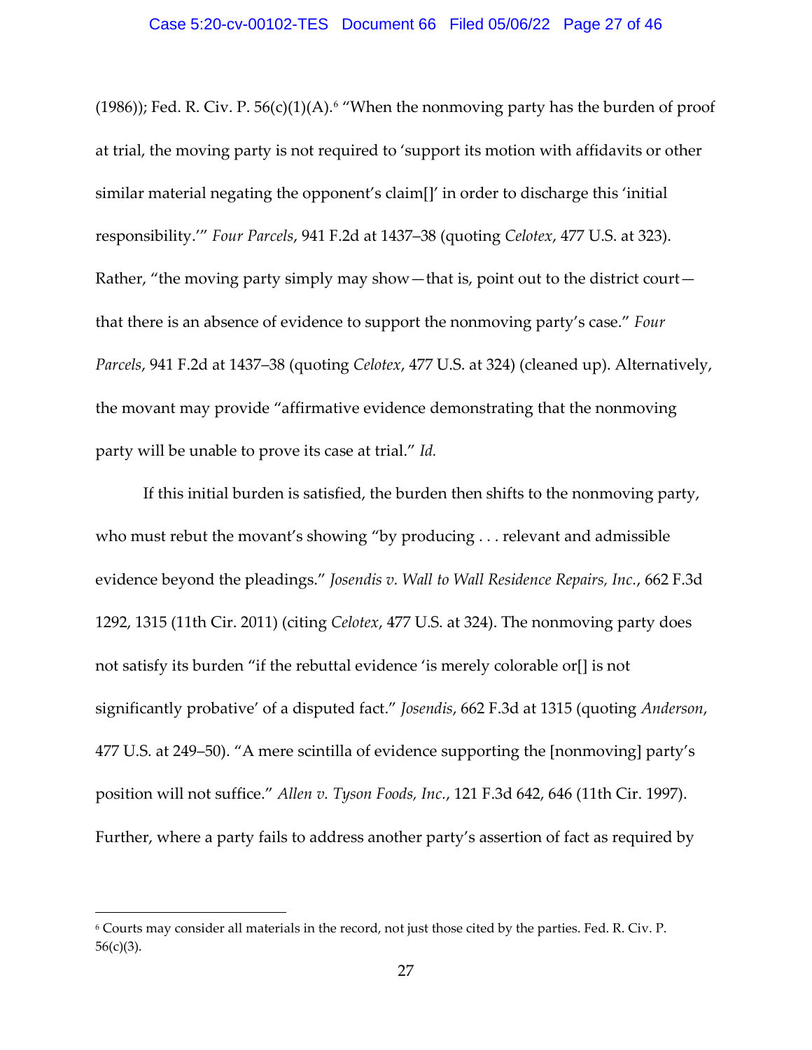(1986)); Fed. R. Civ. P. 56(c)(1)(A).[6] "When the nonmoving party has the burden of proof at trial, the moving party is not required to 'support its motion with affidavits or other similar material negating the opponent's claim[]' in order to discharge this 'initial responsibility.'" *Four Parcels*, 941 F.2d at 1437–38 (quoting *Celotex*, 477 U.S. at 323). Rather, "the moving party simply may show—that is, point out to the district court—that there is an absence of evidence to support the nonmoving party's case." *Four Parcels*, 941 F.2d at 1437–38 (quoting *Celotex*, 477 U.S. at 324) (cleaned up). Alternatively, the movant may provide "affirmative evidence demonstrating that the nonmoving party will be unable to prove its case at trial." *Id.*

If this initial burden is satisfied, the burden then shifts to the nonmoving party, who must rebut the movant's showing "by producing . . . relevant and admissible evidence beyond the pleadings." *Josendis v. Wall to Wall Residence Repairs, Inc.*, 662 F.3d 1292, 1315 (11th Cir. 2011) (citing *Celotex*, 477 U.S. at 324). The nonmoving party does not satisfy its burden "if the rebuttal evidence 'is merely colorable or[] is not significantly probative' of a disputed fact." *Josendis*, 662 F.3d at 1315 (quoting *Anderson*, 477 U.S. at 249–50). "A mere scintilla of evidence supporting the [nonmoving] party's position will not suffice." *Allen v. Tyson Foods, Inc.*, 121 F.3d 642, 646 (11th Cir. 1997). Further, where a party fails to address another party's assertion of fact as required by

---

[6] Courts may consider all materials in the record, not just those cited by the parties. Fed. R. Civ. P. 56(c)(3).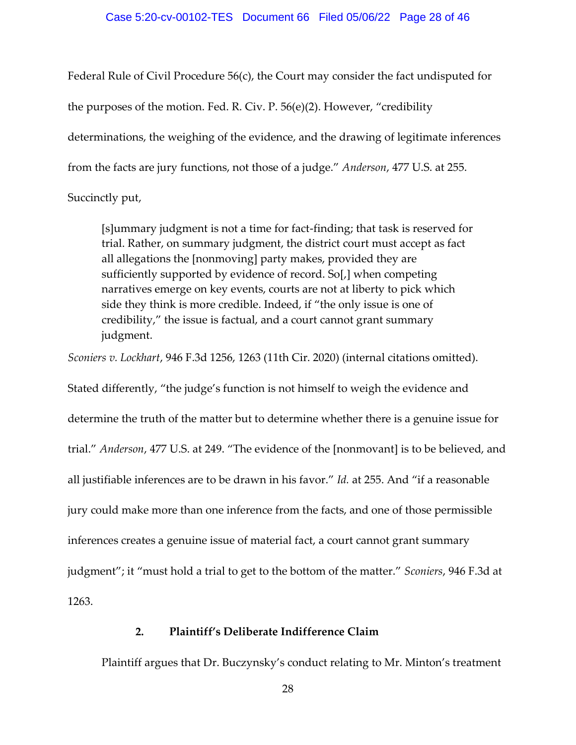Federal Rule of Civil Procedure 56(c), the Court may consider the fact undisputed for the purposes of the motion. Fed. R. Civ. P. 56(e)(2). However, "credibility determinations, the weighing of the evidence, and the drawing of legitimate inferences from the facts are jury functions, not those of a judge." *Anderson*, 477 U.S. at 255. Succinctly put,

> [s]ummary judgment is not a time for fact-finding; that task is reserved for trial. Rather, on summary judgment, the district court must accept as fact all allegations the [nonmoving] party makes, provided they are sufficiently supported by evidence of record. So[,] when competing narratives emerge on key events, courts are not at liberty to pick which side they think is more credible. Indeed, if "the only issue is one of credibility," the issue is factual, and a court cannot grant summary judgment.

*Sconiers v. Lockhart*, 946 F.3d 1256, 1263 (11th Cir. 2020) (internal citations omitted). Stated differently, "the judge's function is not himself to weigh the evidence and determine the truth of the matter but to determine whether there is a genuine issue for trial." *Anderson*, 477 U.S. at 249. "The evidence of the [nonmovant] is to be believed, and all justifiable inferences are to be drawn in his favor." *Id.* at 255. And "if a reasonable jury could make more than one inference from the facts, and one of those permissible inferences creates a genuine issue of material fact, a court cannot grant summary judgment"; it "must hold a trial to get to the bottom of the matter." *Sconiers*, 946 F.3d at 1263.

### 2. Plaintiff's Deliberate Indifference Claim

Plaintiff argues that Dr. Buczynsky's conduct relating to Mr. Minton's treatment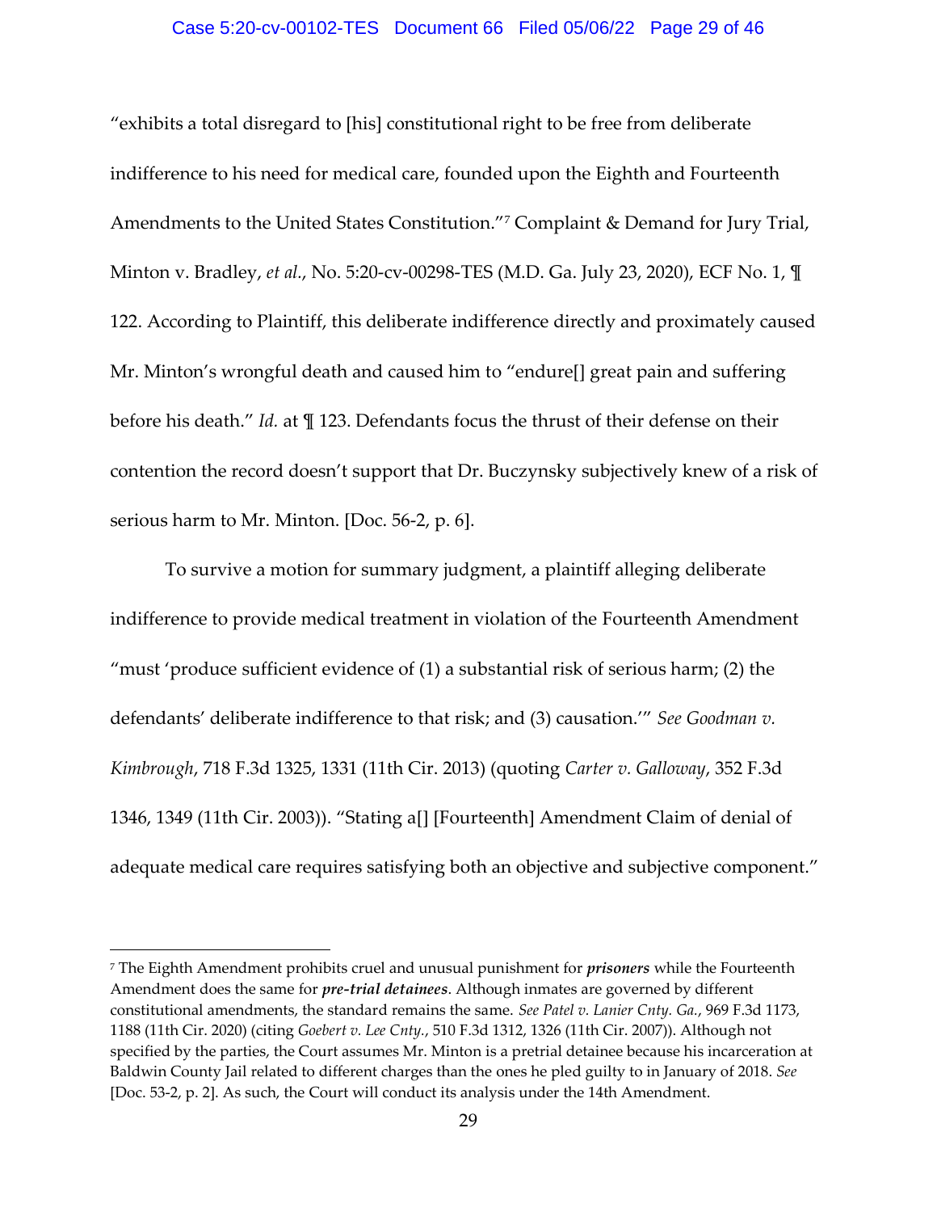"exhibits a total disregard to [his] constitutional right to be free from deliberate indifference to his need for medical care, founded upon the Eighth and Fourteenth Amendments to the United States Constitution."[7] Complaint & Demand for Jury Trial, Minton v. Bradley, *et al.*, No. 5:20-cv-00298-TES (M.D. Ga. July 23, 2020), ECF No. 1, ¶ 122. According to Plaintiff, this deliberate indifference directly and proximately caused Mr. Minton's wrongful death and caused him to "endure[] great pain and suffering before his death." *Id.* at ¶ 123. Defendants focus the thrust of their defense on their contention the record doesn't support that Dr. Buczynsky subjectively knew of a risk of serious harm to Mr. Minton. [Doc. 56-2, p. 6].

To survive a motion for summary judgment, a plaintiff alleging deliberate indifference to provide medical treatment in violation of the Fourteenth Amendment "must 'produce sufficient evidence of (1) a substantial risk of serious harm; (2) the defendants' deliberate indifference to that risk; and (3) causation.'" *See Goodman v. Kimbrough*, 718 F.3d 1325, 1331 (11th Cir. 2013) (quoting *Carter v. Galloway*, 352 F.3d 1346, 1349 (11th Cir. 2003)). "Stating a[] [Fourteenth] Amendment Claim of denial of adequate medical care requires satisfying both an objective and subjective component."

---

[7] The Eighth Amendment prohibits cruel and unusual punishment for ***prisoners*** while the Fourteenth Amendment does the same for ***pre-trial detainees***. Although inmates are governed by different constitutional amendments, the standard remains the same. *See Patel v. Lanier Cnty. Ga.*, 969 F.3d 1173, 1188 (11th Cir. 2020) (citing *Goebert v. Lee Cnty.*, 510 F.3d 1312, 1326 (11th Cir. 2007)). Although not specified by the parties, the Court assumes Mr. Minton is a pretrial detainee because his incarceration at Baldwin County Jail related to different charges than the ones he pled guilty to in January of 2018. *See* [Doc. 53-2, p. 2]. As such, the Court will conduct its analysis under the 14th Amendment.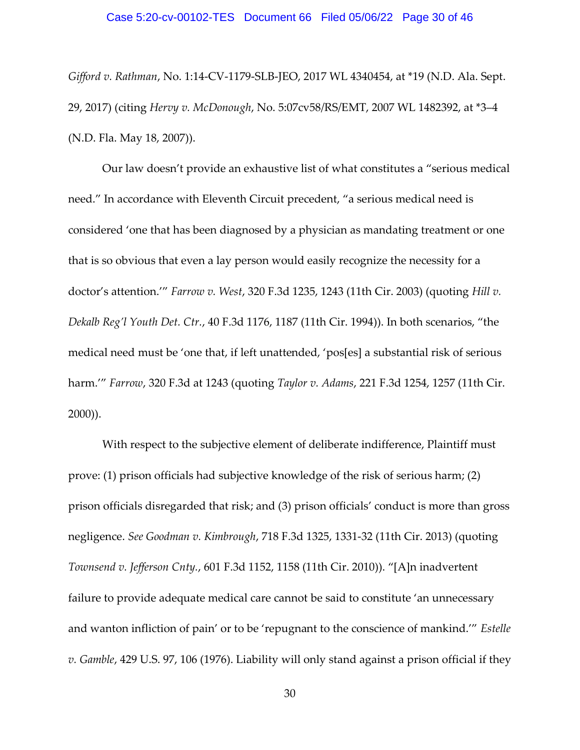*Gifford v. Rathman*, No. 1:14-CV-1179-SLB-JEO, 2017 WL 4340454, at *19 (N.D. Ala. Sept. 29, 2017) (citing *Hervy v. McDonough*, No. 5:07cv58/RS/EMT, 2007 WL 1482392, at *3–4 (N.D. Fla. May 18, 2007)).

Our law doesn't provide an exhaustive list of what constitutes a "serious medical need." In accordance with Eleventh Circuit precedent, "a serious medical need is considered 'one that has been diagnosed by a physician as mandating treatment or one that is so obvious that even a lay person would easily recognize the necessity for a doctor's attention.'" *Farrow v. West*, 320 F.3d 1235, 1243 (11th Cir. 2003) (quoting *Hill v. Dekalb Reg'l Youth Det. Ctr.*, 40 F.3d 1176, 1187 (11th Cir. 1994)). In both scenarios, "the medical need must be 'one that, if left unattended, 'pos[es] a substantial risk of serious harm.'" *Farrow*, 320 F.3d at 1243 (quoting *Taylor v. Adams*, 221 F.3d 1254, 1257 (11th Cir. 2000)).

With respect to the subjective element of deliberate indifference, Plaintiff must prove: (1) prison officials had subjective knowledge of the risk of serious harm; (2) prison officials disregarded that risk; and (3) prison officials' conduct is more than gross negligence. *See Goodman v. Kimbrough*, 718 F.3d 1325, 1331-32 (11th Cir. 2013) (quoting *Townsend v. Jefferson Cnty.*, 601 F.3d 1152, 1158 (11th Cir. 2010)). "[A]n inadvertent failure to provide adequate medical care cannot be said to constitute 'an unnecessary and wanton infliction of pain' or to be 'repugnant to the conscience of mankind.'" *Estelle v. Gamble*, 429 U.S. 97, 106 (1976). Liability will only stand against a prison official if they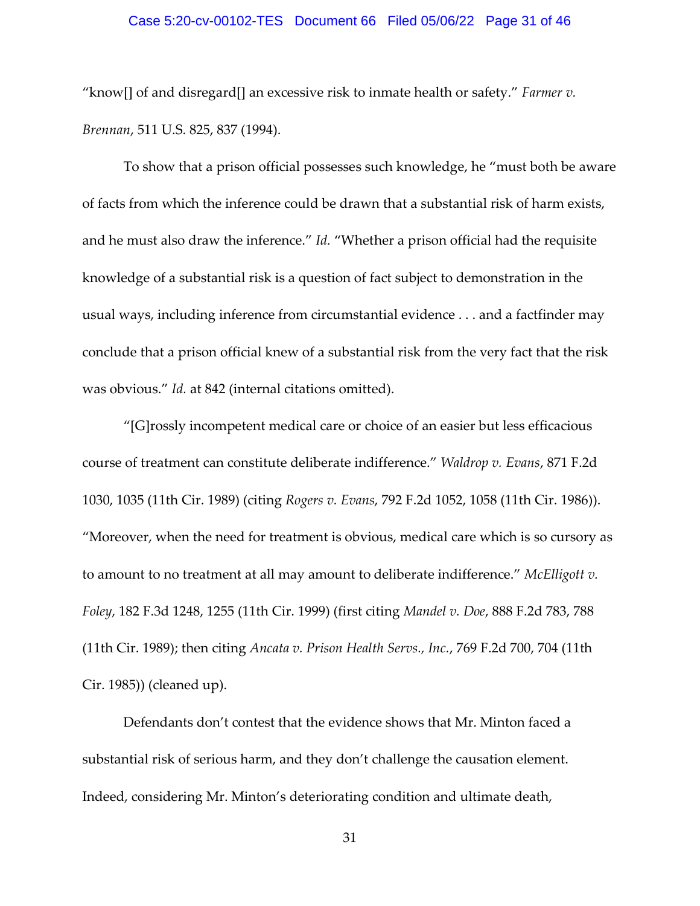"know[] of and disregard[] an excessive risk to inmate health or safety." *Farmer v. Brennan*, 511 U.S. 825, 837 (1994).

To show that a prison official possesses such knowledge, he "must both be aware of facts from which the inference could be drawn that a substantial risk of harm exists, and he must also draw the inference." *Id.* "Whether a prison official had the requisite knowledge of a substantial risk is a question of fact subject to demonstration in the usual ways, including inference from circumstantial evidence . . . and a factfinder may conclude that a prison official knew of a substantial risk from the very fact that the risk was obvious." *Id.* at 842 (internal citations omitted).

"[G]rossly incompetent medical care or choice of an easier but less efficacious course of treatment can constitute deliberate indifference." *Waldrop v. Evans*, 871 F.2d 1030, 1035 (11th Cir. 1989) (citing *Rogers v. Evans*, 792 F.2d 1052, 1058 (11th Cir. 1986)). "Moreover, when the need for treatment is obvious, medical care which is so cursory as to amount to no treatment at all may amount to deliberate indifference." *McElligott v. Foley*, 182 F.3d 1248, 1255 (11th Cir. 1999) (first citing *Mandel v. Doe*, 888 F.2d 783, 788 (11th Cir. 1989); then citing *Ancata v. Prison Health Servs., Inc.*, 769 F.2d 700, 704 (11th Cir. 1985)) (cleaned up).

Defendants don't contest that the evidence shows that Mr. Minton faced a substantial risk of serious harm, and they don't challenge the causation element. Indeed, considering Mr. Minton's deteriorating condition and ultimate death,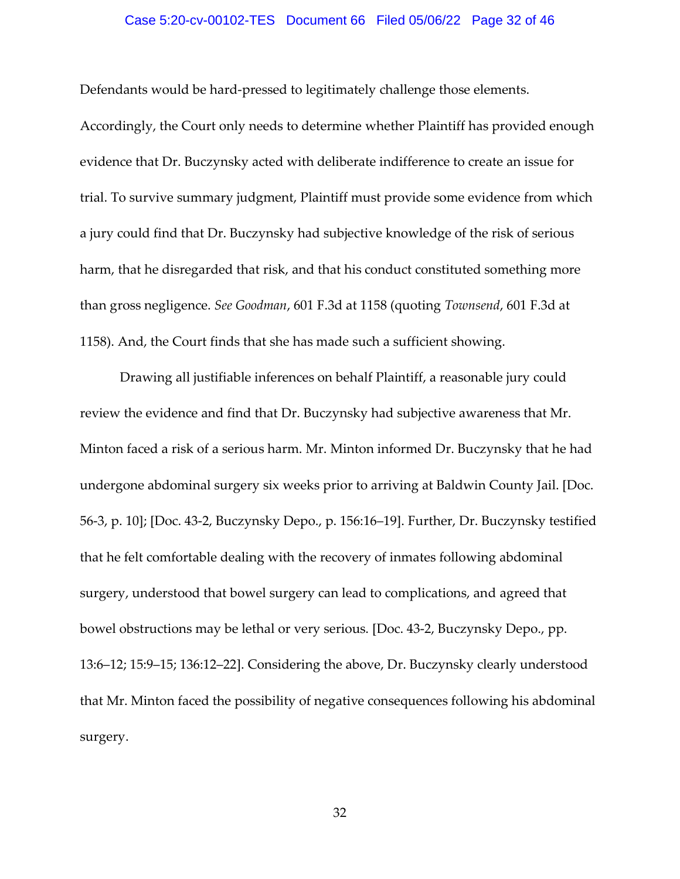Defendants would be hard-pressed to legitimately challenge those elements. Accordingly, the Court only needs to determine whether Plaintiff has provided enough evidence that Dr. Buczynsky acted with deliberate indifference to create an issue for trial. To survive summary judgment, Plaintiff must provide some evidence from which a jury could find that Dr. Buczynsky had subjective knowledge of the risk of serious harm, that he disregarded that risk, and that his conduct constituted something more than gross negligence. *See Goodman*, 601 F.3d at 1158 (quoting *Townsend*, 601 F.3d at 1158). And, the Court finds that she has made such a sufficient showing.

Drawing all justifiable inferences on behalf Plaintiff, a reasonable jury could review the evidence and find that Dr. Buczynsky had subjective awareness that Mr. Minton faced a risk of a serious harm. Mr. Minton informed Dr. Buczynsky that he had undergone abdominal surgery six weeks prior to arriving at Baldwin County Jail. [Doc. 56-3, p. 10]; [Doc. 43-2, Buczynsky Depo., p. 156:16–19]. Further, Dr. Buczynsky testified that he felt comfortable dealing with the recovery of inmates following abdominal surgery, understood that bowel surgery can lead to complications, and agreed that bowel obstructions may be lethal or very serious. [Doc. 43-2, Buczynsky Depo., pp. 13:6–12; 15:9–15; 136:12–22]. Considering the above, Dr. Buczynsky clearly understood that Mr. Minton faced the possibility of negative consequences following his abdominal surgery.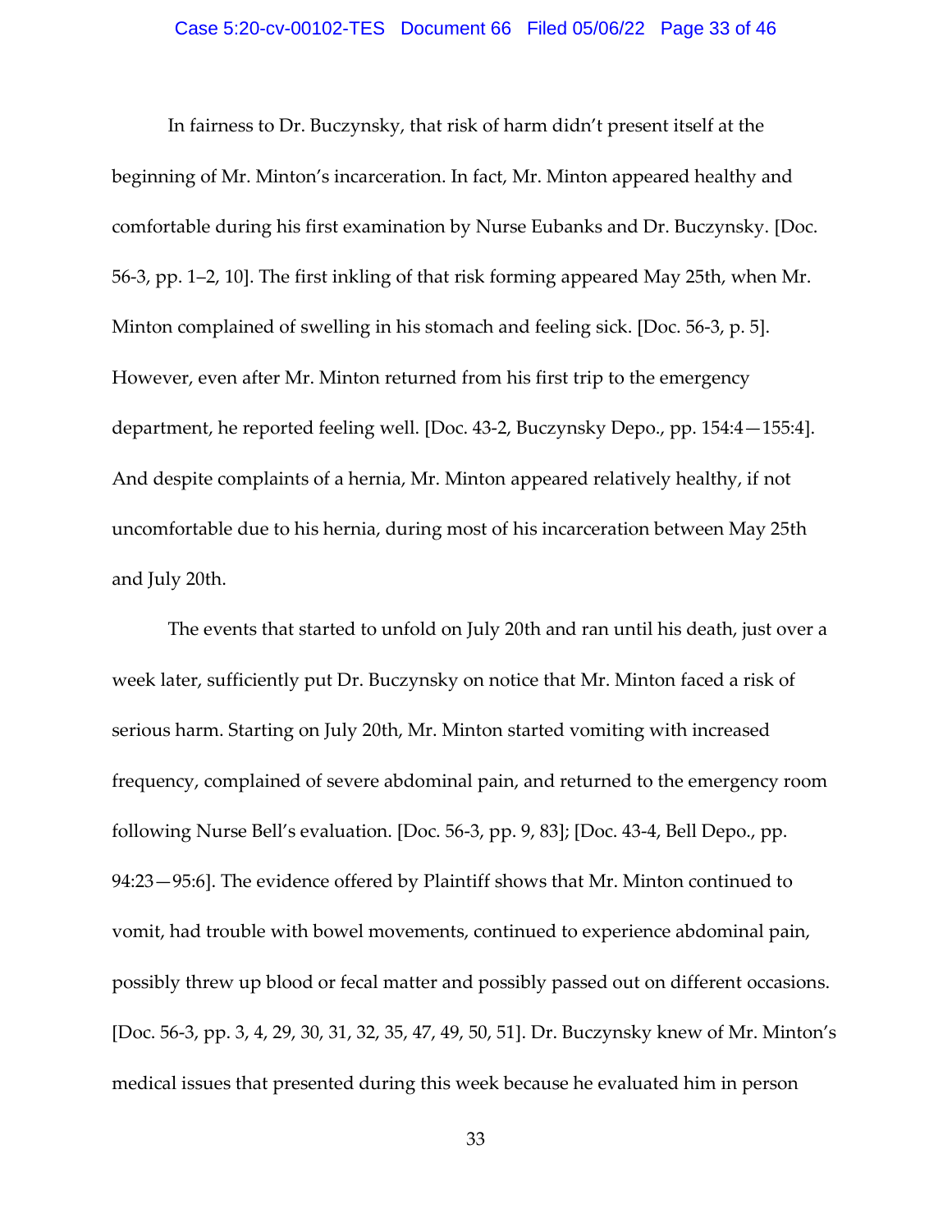In fairness to Dr. Buczynsky, that risk of harm didn't present itself at the beginning of Mr. Minton's incarceration. In fact, Mr. Minton appeared healthy and comfortable during his first examination by Nurse Eubanks and Dr. Buczynsky. [Doc. 56-3, pp. 1–2, 10]. The first inkling of that risk forming appeared May 25th, when Mr. Minton complained of swelling in his stomach and feeling sick. [Doc. 56-3, p. 5]. However, even after Mr. Minton returned from his first trip to the emergency department, he reported feeling well. [Doc. 43-2, Buczynsky Depo., pp. 154:4—155:4]. And despite complaints of a hernia, Mr. Minton appeared relatively healthy, if not uncomfortable due to his hernia, during most of his incarceration between May 25th and July 20th.

The events that started to unfold on July 20th and ran until his death, just over a week later, sufficiently put Dr. Buczynsky on notice that Mr. Minton faced a risk of serious harm. Starting on July 20th, Mr. Minton started vomiting with increased frequency, complained of severe abdominal pain, and returned to the emergency room following Nurse Bell's evaluation. [Doc. 56-3, pp. 9, 83]; [Doc. 43-4, Bell Depo., pp. 94:23—95:6]. The evidence offered by Plaintiff shows that Mr. Minton continued to vomit, had trouble with bowel movements, continued to experience abdominal pain, possibly threw up blood or fecal matter and possibly passed out on different occasions. [Doc. 56-3, pp. 3, 4, 29, 30, 31, 32, 35, 47, 49, 50, 51]. Dr. Buczynsky knew of Mr. Minton's medical issues that presented during this week because he evaluated him in person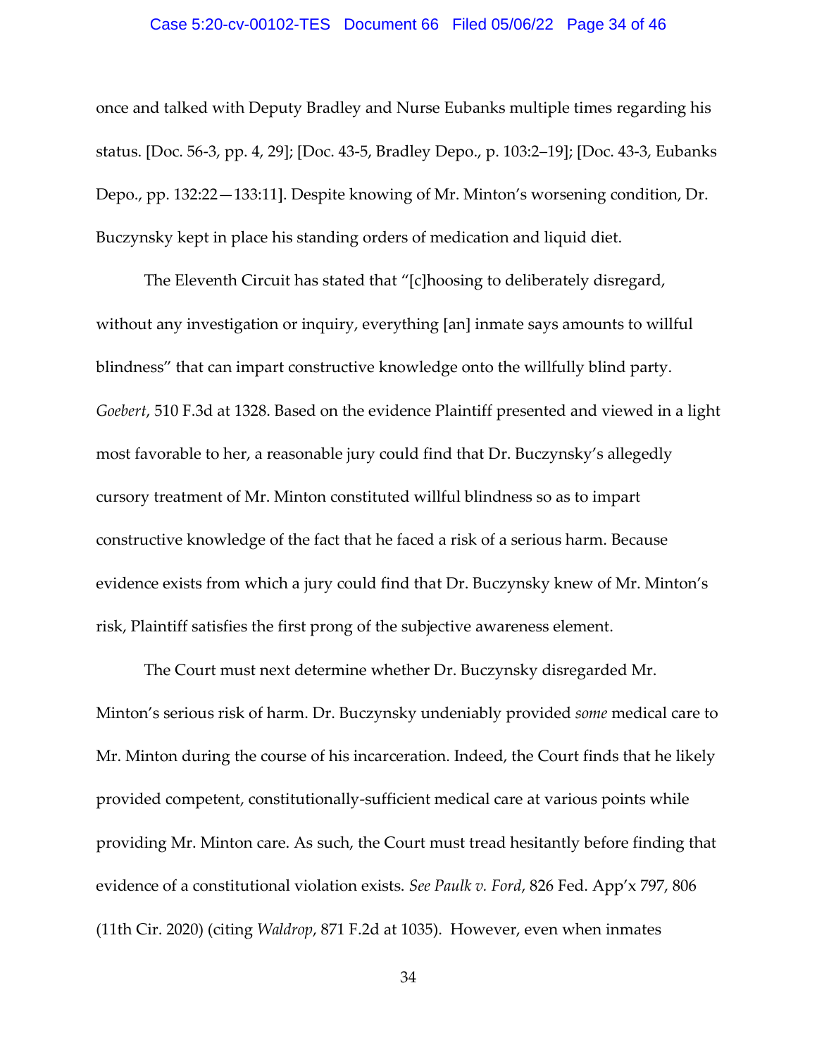once and talked with Deputy Bradley and Nurse Eubanks multiple times regarding his status. [Doc. 56-3, pp. 4, 29]; [Doc. 43-5, Bradley Depo., p. 103:2–19]; [Doc. 43-3, Eubanks Depo., pp. 132:22—133:11]. Despite knowing of Mr. Minton's worsening condition, Dr. Buczynsky kept in place his standing orders of medication and liquid diet.

The Eleventh Circuit has stated that "[c]hoosing to deliberately disregard, without any investigation or inquiry, everything [an] inmate says amounts to willful blindness" that can impart constructive knowledge onto the willfully blind party. *Goebert*, 510 F.3d at 1328. Based on the evidence Plaintiff presented and viewed in a light most favorable to her, a reasonable jury could find that Dr. Buczynsky's allegedly cursory treatment of Mr. Minton constituted willful blindness so as to impart constructive knowledge of the fact that he faced a risk of a serious harm. Because evidence exists from which a jury could find that Dr. Buczynsky knew of Mr. Minton's risk, Plaintiff satisfies the first prong of the subjective awareness element.

The Court must next determine whether Dr. Buczynsky disregarded Mr. Minton's serious risk of harm. Dr. Buczynsky undeniably provided *some* medical care to Mr. Minton during the course of his incarceration. Indeed, the Court finds that he likely provided competent, constitutionally-sufficient medical care at various points while providing Mr. Minton care. As such, the Court must tread hesitantly before finding that evidence of a constitutional violation exists. *See Paulk v. Ford*, 826 Fed. App'x 797, 806 (11th Cir. 2020) (citing *Waldrop*, 871 F.2d at 1035). However, even when inmates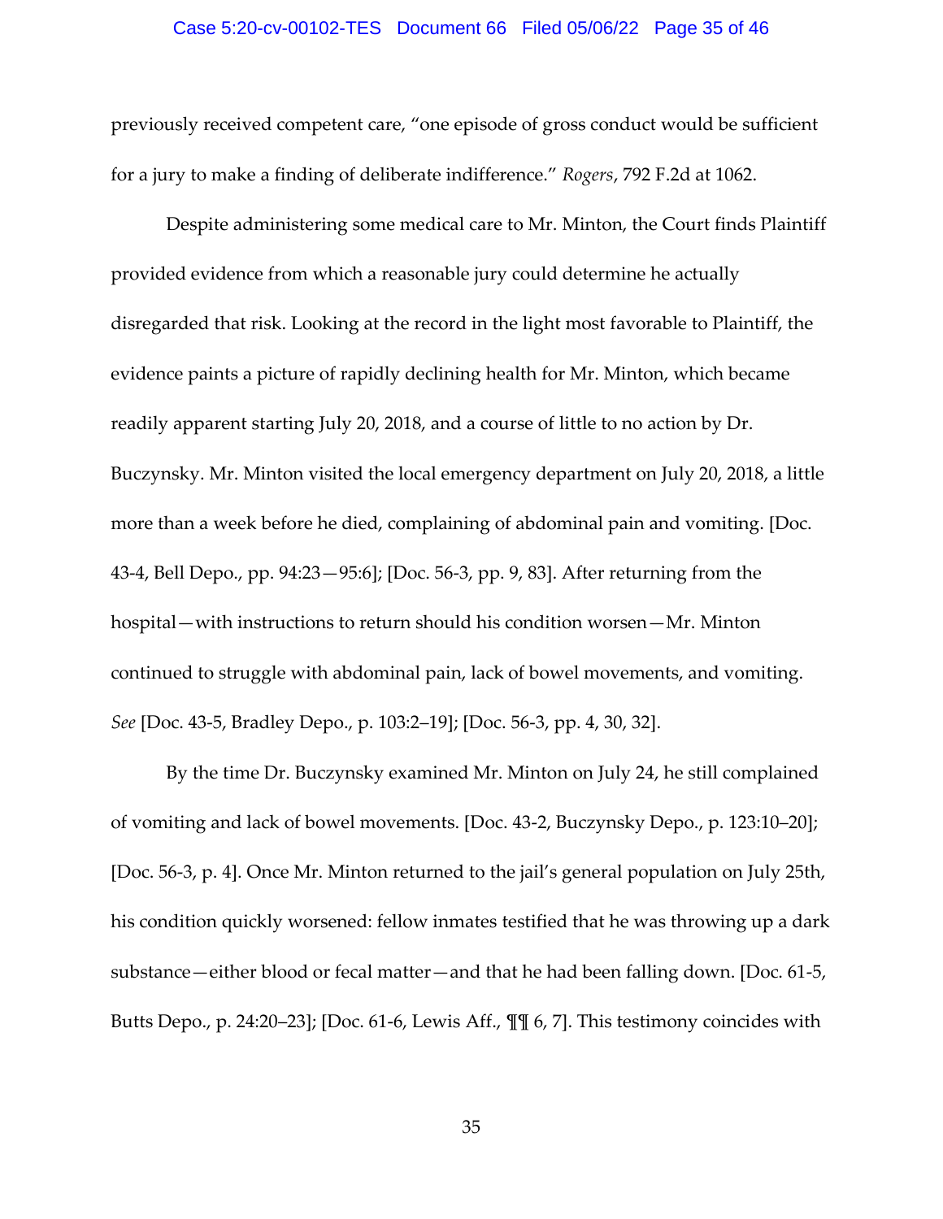previously received competent care, "one episode of gross conduct would be sufficient for a jury to make a finding of deliberate indifference." *Rogers*, 792 F.2d at 1062.

Despite administering some medical care to Mr. Minton, the Court finds Plaintiff provided evidence from which a reasonable jury could determine he actually disregarded that risk. Looking at the record in the light most favorable to Plaintiff, the evidence paints a picture of rapidly declining health for Mr. Minton, which became readily apparent starting July 20, 2018, and a course of little to no action by Dr. Buczynsky. Mr. Minton visited the local emergency department on July 20, 2018, a little more than a week before he died, complaining of abdominal pain and vomiting. [Doc. 43-4, Bell Depo., pp. 94:23—95:6]; [Doc. 56-3, pp. 9, 83]. After returning from the hospital—with instructions to return should his condition worsen—Mr. Minton continued to struggle with abdominal pain, lack of bowel movements, and vomiting. *See* [Doc. 43-5, Bradley Depo., p. 103:2–19]; [Doc. 56-3, pp. 4, 30, 32].

By the time Dr. Buczynsky examined Mr. Minton on July 24, he still complained of vomiting and lack of bowel movements. [Doc. 43-2, Buczynsky Depo., p. 123:10–20]; [Doc. 56-3, p. 4]. Once Mr. Minton returned to the jail's general population on July 25th, his condition quickly worsened: fellow inmates testified that he was throwing up a dark substance—either blood or fecal matter—and that he had been falling down. [Doc. 61-5, Butts Depo., p. 24:20–23]; [Doc. 61-6, Lewis Aff., ¶¶ 6, 7]. This testimony coincides with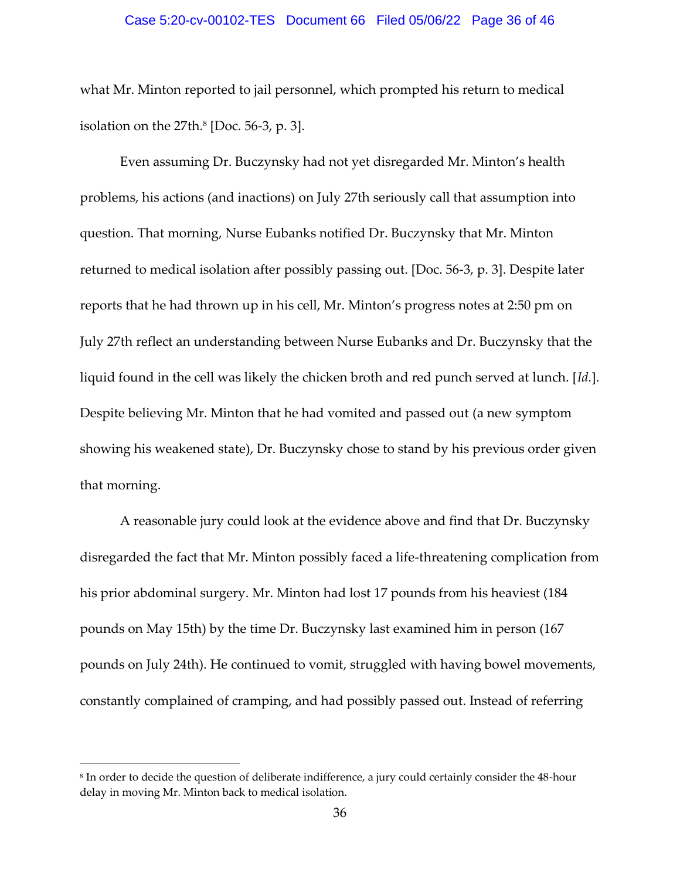what Mr. Minton reported to jail personnel, which prompted his return to medical isolation on the 27th.[8] [Doc. 56-3, p. 3].

Even assuming Dr. Buczynsky had not yet disregarded Mr. Minton's health problems, his actions (and inactions) on July 27th seriously call that assumption into question. That morning, Nurse Eubanks notified Dr. Buczynsky that Mr. Minton returned to medical isolation after possibly passing out. [Doc. 56-3, p. 3]. Despite later reports that he had thrown up in his cell, Mr. Minton's progress notes at 2:50 pm on July 27th reflect an understanding between Nurse Eubanks and Dr. Buczynsky that the liquid found in the cell was likely the chicken broth and red punch served at lunch. [*Id.*]. Despite believing Mr. Minton that he had vomited and passed out (a new symptom showing his weakened state), Dr. Buczynsky chose to stand by his previous order given that morning.

A reasonable jury could look at the evidence above and find that Dr. Buczynsky disregarded the fact that Mr. Minton possibly faced a life-threatening complication from his prior abdominal surgery. Mr. Minton had lost 17 pounds from his heaviest (184 pounds on May 15th) by the time Dr. Buczynsky last examined him in person (167 pounds on July 24th). He continued to vomit, struggled with having bowel movements, constantly complained of cramping, and had possibly passed out. Instead of referring

[8] In order to decide the question of deliberate indifference, a jury could certainly consider the 48-hour delay in moving Mr. Minton back to medical isolation.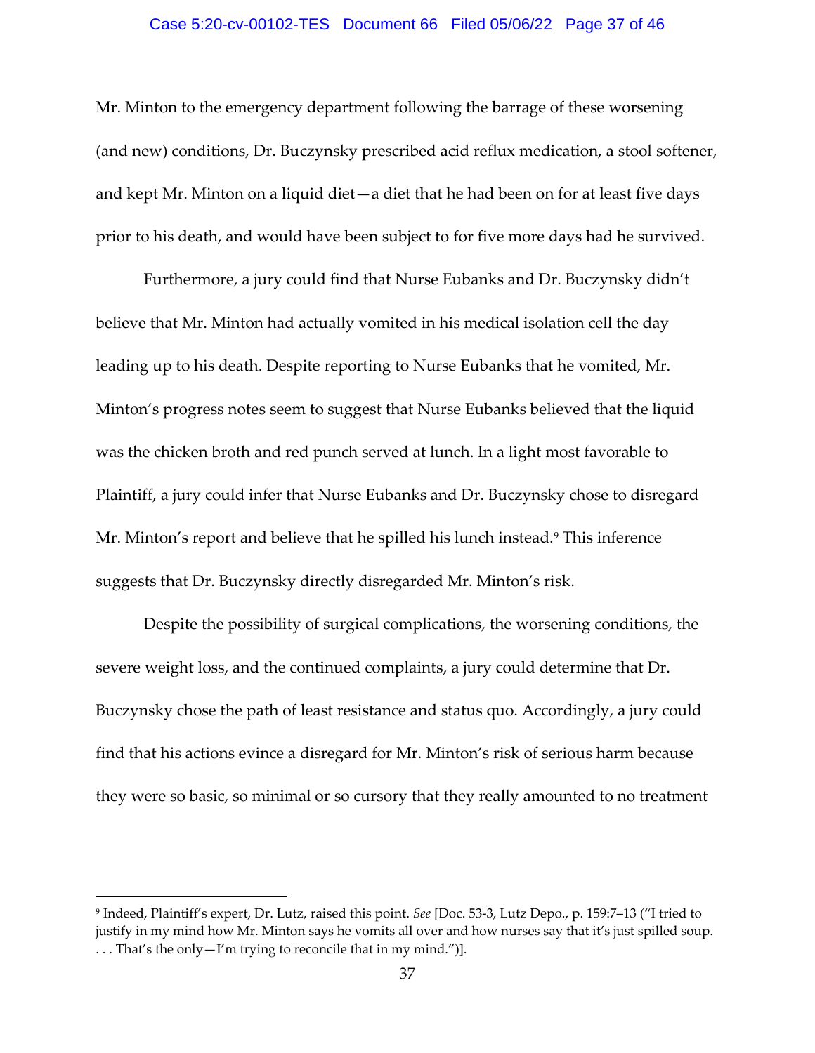Mr. Minton to the emergency department following the barrage of these worsening (and new) conditions, Dr. Buczynsky prescribed acid reflux medication, a stool softener, and kept Mr. Minton on a liquid diet—a diet that he had been on for at least five days prior to his death, and would have been subject to for five more days had he survived.

Furthermore, a jury could find that Nurse Eubanks and Dr. Buczynsky didn't believe that Mr. Minton had actually vomited in his medical isolation cell the day leading up to his death. Despite reporting to Nurse Eubanks that he vomited, Mr. Minton's progress notes seem to suggest that Nurse Eubanks believed that the liquid was the chicken broth and red punch served at lunch. In a light most favorable to Plaintiff, a jury could infer that Nurse Eubanks and Dr. Buczynsky chose to disregard Mr. Minton's report and believe that he spilled his lunch instead.[9] This inference suggests that Dr. Buczynsky directly disregarded Mr. Minton's risk.

Despite the possibility of surgical complications, the worsening conditions, the severe weight loss, and the continued complaints, a jury could determine that Dr. Buczynsky chose the path of least resistance and status quo. Accordingly, a jury could find that his actions evince a disregard for Mr. Minton's risk of serious harm because they were so basic, so minimal or so cursory that they really amounted to no treatment

---

[9] Indeed, Plaintiff's expert, Dr. Lutz, raised this point. *See* [Doc. 53-3, Lutz Depo., p. 159:7–13 ("I tried to justify in my mind how Mr. Minton says he vomits all over and how nurses say that it's just spilled soup. . . . That's the only—I'm trying to reconcile that in my mind.")].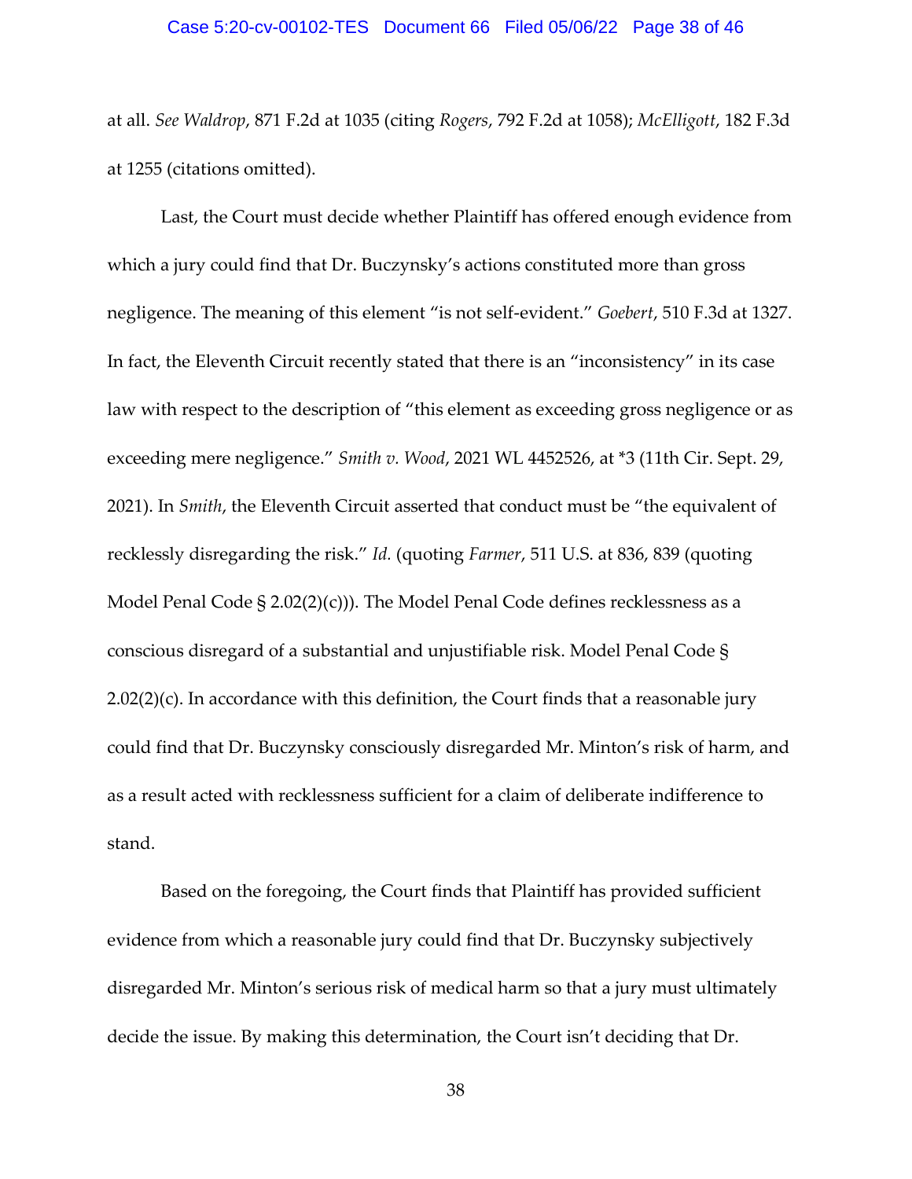at all. *See Waldrop*, 871 F.2d at 1035 (citing *Rogers*, 792 F.2d at 1058); *McElligott*, 182 F.3d at 1255 (citations omitted).

Last, the Court must decide whether Plaintiff has offered enough evidence from which a jury could find that Dr. Buczynsky's actions constituted more than gross negligence. The meaning of this element "is not self-evident." *Goebert*, 510 F.3d at 1327. In fact, the Eleventh Circuit recently stated that there is an "inconsistency" in its case law with respect to the description of "this element as exceeding gross negligence or as exceeding mere negligence." *Smith v. Wood*, 2021 WL 4452526, at *3 (11th Cir. Sept. 29, 2021). In *Smith*, the Eleventh Circuit asserted that conduct must be "the equivalent of recklessly disregarding the risk." *Id.* (quoting *Farmer*, 511 U.S. at 836, 839 (quoting Model Penal Code § 2.02(2)(c))). The Model Penal Code defines recklessness as a conscious disregard of a substantial and unjustifiable risk. Model Penal Code § 2.02(2)(c). In accordance with this definition, the Court finds that a reasonable jury could find that Dr. Buczynsky consciously disregarded Mr. Minton's risk of harm, and as a result acted with recklessness sufficient for a claim of deliberate indifference to stand.

Based on the foregoing, the Court finds that Plaintiff has provided sufficient evidence from which a reasonable jury could find that Dr. Buczynsky subjectively disregarded Mr. Minton's serious risk of medical harm so that a jury must ultimately decide the issue. By making this determination, the Court isn't deciding that Dr.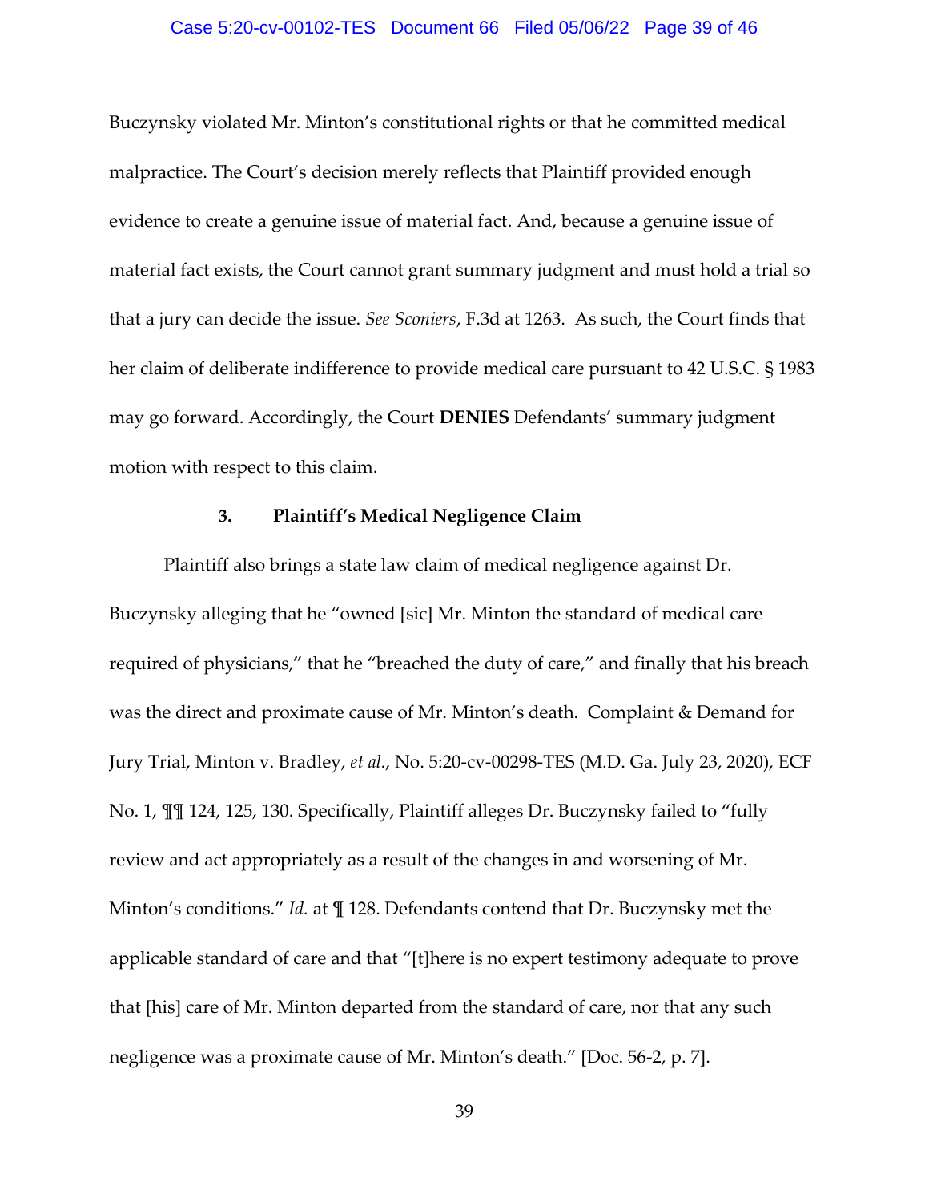Buczynsky violated Mr. Minton's constitutional rights or that he committed medical malpractice. The Court's decision merely reflects that Plaintiff provided enough evidence to create a genuine issue of material fact. And, because a genuine issue of material fact exists, the Court cannot grant summary judgment and must hold a trial so that a jury can decide the issue. *See Sconiers*, F.3d at 1263. As such, the Court finds that her claim of deliberate indifference to provide medical care pursuant to 42 U.S.C. § 1983 may go forward. Accordingly, the Court **DENIES** Defendants' summary judgment motion with respect to this claim.

### 3. Plaintiff's Medical Negligence Claim

Plaintiff also brings a state law claim of medical negligence against Dr. Buczynsky alleging that he "owned [sic] Mr. Minton the standard of medical care required of physicians," that he "breached the duty of care," and finally that his breach was the direct and proximate cause of Mr. Minton's death. Complaint & Demand for Jury Trial, Minton v. Bradley, *et al.*, No. 5:20-cv-00298-TES (M.D. Ga. July 23, 2020), ECF No. 1, ¶¶ 124, 125, 130. Specifically, Plaintiff alleges Dr. Buczynsky failed to "fully review and act appropriately as a result of the changes in and worsening of Mr. Minton's conditions." *Id.* at ¶ 128. Defendants contend that Dr. Buczynsky met the applicable standard of care and that "[t]here is no expert testimony adequate to prove that [his] care of Mr. Minton departed from the standard of care, nor that any such negligence was a proximate cause of Mr. Minton's death." [Doc. 56-2, p. 7].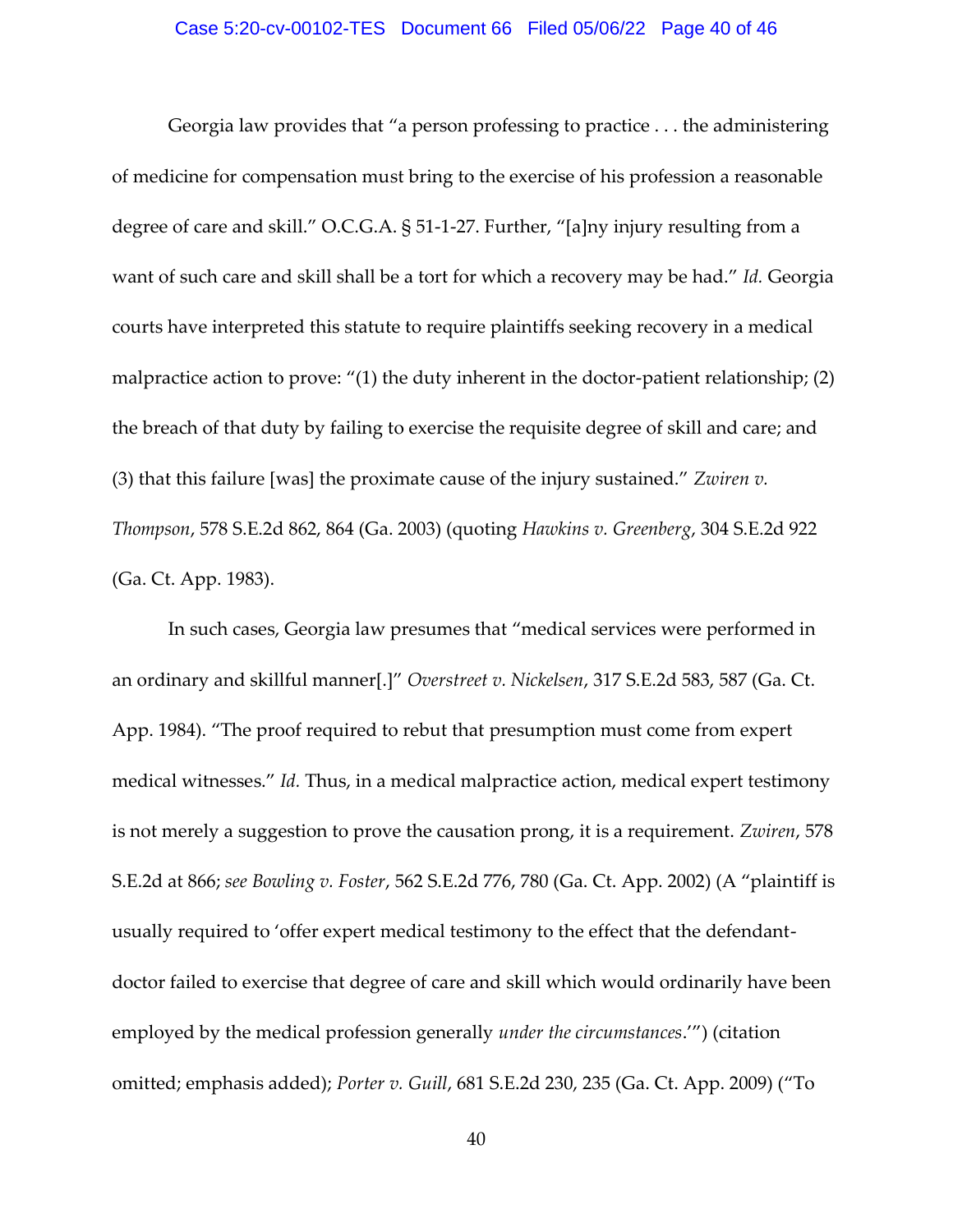Georgia law provides that "a person professing to practice . . . the administering of medicine for compensation must bring to the exercise of his profession a reasonable degree of care and skill." O.C.G.A. § 51-1-27. Further, "[a]ny injury resulting from a want of such care and skill shall be a tort for which a recovery may be had." *Id.* Georgia courts have interpreted this statute to require plaintiffs seeking recovery in a medical malpractice action to prove: "(1) the duty inherent in the doctor-patient relationship; (2) the breach of that duty by failing to exercise the requisite degree of skill and care; and (3) that this failure [was] the proximate cause of the injury sustained." *Zwiren v. Thompson*, 578 S.E.2d 862, 864 (Ga. 2003) (quoting *Hawkins v. Greenberg*, 304 S.E.2d 922 (Ga. Ct. App. 1983).

In such cases, Georgia law presumes that "medical services were performed in an ordinary and skillful manner[.]" *Overstreet v. Nickelsen*, 317 S.E.2d 583, 587 (Ga. Ct. App. 1984). "The proof required to rebut that presumption must come from expert medical witnesses." *Id.* Thus, in a medical malpractice action, medical expert testimony is not merely a suggestion to prove the causation prong, it is a requirement. *Zwiren*, 578 S.E.2d at 866; *see Bowling v. Foster*, 562 S.E.2d 776, 780 (Ga. Ct. App. 2002) (A "plaintiff is usually required to 'offer expert medical testimony to the effect that the defendant-doctor failed to exercise that degree of care and skill which would ordinarily have been employed by the medical profession generally *under the circumstances*.'") (citation omitted; emphasis added); *Porter v. Guill*, 681 S.E.2d 230, 235 (Ga. Ct. App. 2009) ("To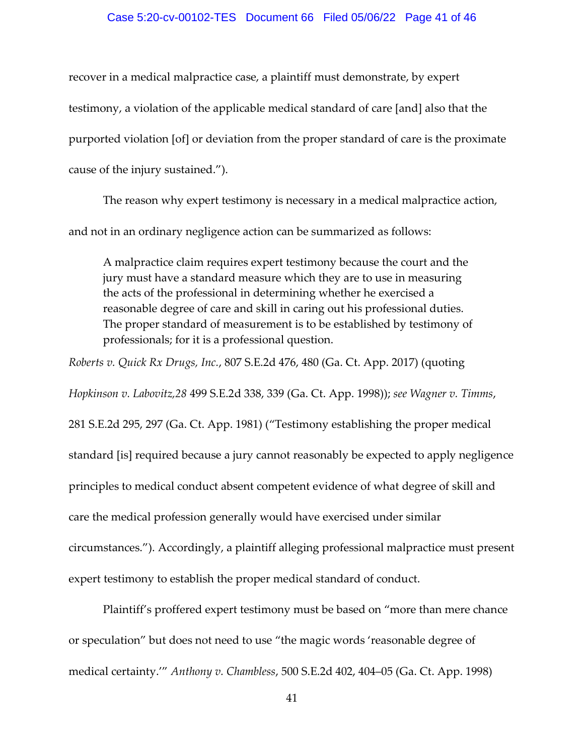recover in a medical malpractice case, a plaintiff must demonstrate, by expert testimony, a violation of the applicable medical standard of care [and] also that the purported violation [of] or deviation from the proper standard of care is the proximate cause of the injury sustained.").

The reason why expert testimony is necessary in a medical malpractice action, and not in an ordinary negligence action can be summarized as follows:

> A malpractice claim requires expert testimony because the court and the jury must have a standard measure which they are to use in measuring the acts of the professional in determining whether he exercised a reasonable degree of care and skill in caring out his professional duties. The proper standard of measurement is to be established by testimony of professionals; for it is a professional question.

*Roberts v. Quick Rx Drugs, Inc.*, 807 S.E.2d 476, 480 (Ga. Ct. App. 2017) (quoting *Hopkinson v. Labovitz,28* 499 S.E.2d 338, 339 (Ga. Ct. App. 1998)); *see Wagner v. Timms*, 281 S.E.2d 295, 297 (Ga. Ct. App. 1981) ("Testimony establishing the proper medical standard [is] required because a jury cannot reasonably be expected to apply negligence principles to medical conduct absent competent evidence of what degree of skill and care the medical profession generally would have exercised under similar circumstances."). Accordingly, a plaintiff alleging professional malpractice must present expert testimony to establish the proper medical standard of conduct.

Plaintiff's proffered expert testimony must be based on "more than mere chance or speculation" but does not need to use "the magic words 'reasonable degree of medical certainty.'" *Anthony v. Chambless*, 500 S.E.2d 402, 404–05 (Ga. Ct. App. 1998)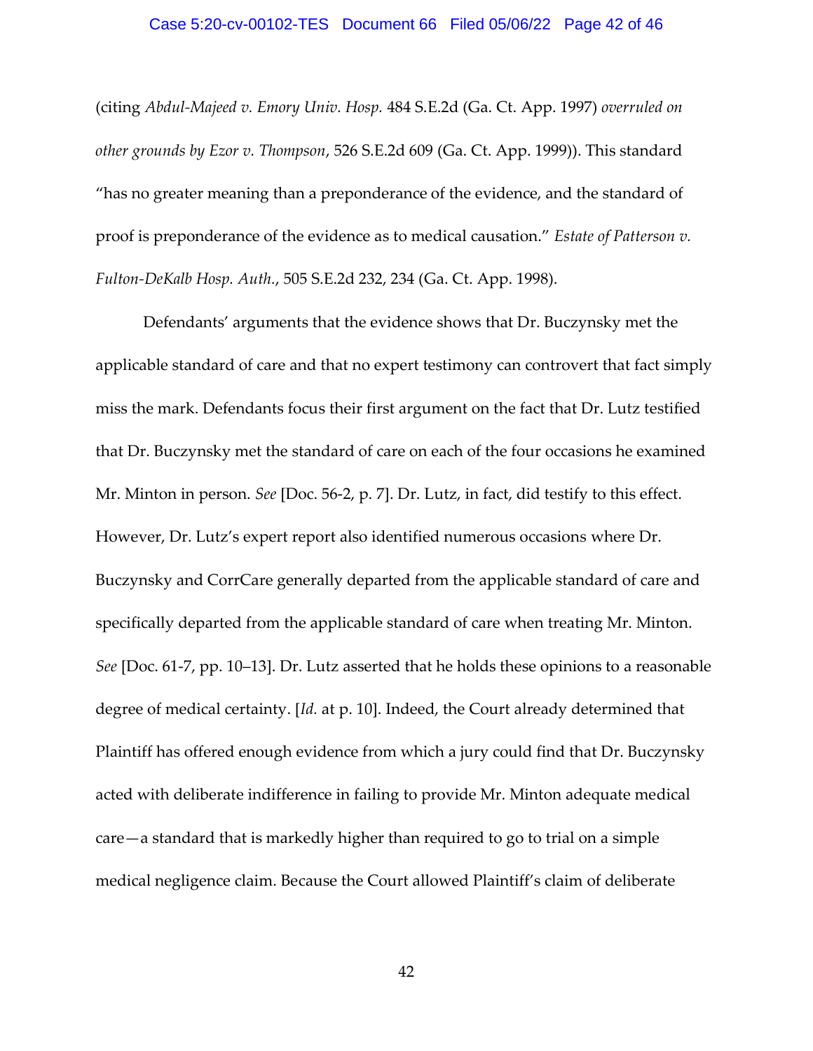(citing *Abdul-Majeed v. Emory Univ. Hosp.* 484 S.E.2d (Ga. Ct. App. 1997) *overruled on other grounds by Ezor v. Thompson*, 526 S.E.2d 609 (Ga. Ct. App. 1999)). This standard "has no greater meaning than a preponderance of the evidence, and the standard of proof is preponderance of the evidence as to medical causation." *Estate of Patterson v. Fulton-DeKalb Hosp. Auth.*, 505 S.E.2d 232, 234 (Ga. Ct. App. 1998).

Defendants' arguments that the evidence shows that Dr. Buczynsky met the applicable standard of care and that no expert testimony can controvert that fact simply miss the mark. Defendants focus their first argument on the fact that Dr. Lutz testified that Dr. Buczynsky met the standard of care on each of the four occasions he examined Mr. Minton in person. *See* [Doc. 56-2, p. 7]. Dr. Lutz, in fact, did testify to this effect. However, Dr. Lutz's expert report also identified numerous occasions where Dr. Buczynsky and CorrCare generally departed from the applicable standard of care and specifically departed from the applicable standard of care when treating Mr. Minton. *See* [Doc. 61-7, pp. 10–13]. Dr. Lutz asserted that he holds these opinions to a reasonable degree of medical certainty. [*Id.* at p. 10]. Indeed, the Court already determined that Plaintiff has offered enough evidence from which a jury could find that Dr. Buczynsky acted with deliberate indifference in failing to provide Mr. Minton adequate medical care—a standard that is markedly higher than required to go to trial on a simple medical negligence claim. Because the Court allowed Plaintiff's claim of deliberate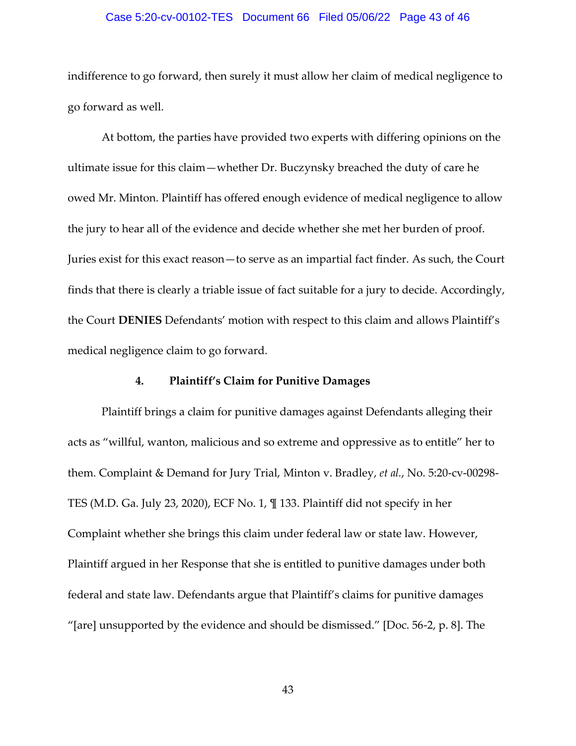indifference to go forward, then surely it must allow her claim of medical negligence to go forward as well.

At bottom, the parties have provided two experts with differing opinions on the ultimate issue for this claim—whether Dr. Buczynsky breached the duty of care he owed Mr. Minton. Plaintiff has offered enough evidence of medical negligence to allow the jury to hear all of the evidence and decide whether she met her burden of proof. Juries exist for this exact reason—to serve as an impartial fact finder. As such, the Court finds that there is clearly a triable issue of fact suitable for a jury to decide. Accordingly, the Court **DENIES** Defendants' motion with respect to this claim and allows Plaintiff's medical negligence claim to go forward.

#### 4. Plaintiff's Claim for Punitive Damages

Plaintiff brings a claim for punitive damages against Defendants alleging their acts as "willful, wanton, malicious and so extreme and oppressive as to entitle" her to them. Complaint & Demand for Jury Trial, Minton v. Bradley, *et al.*, No. 5:20-cv-00298-TES (M.D. Ga. July 23, 2020), ECF No. 1, ¶ 133. Plaintiff did not specify in her Complaint whether she brings this claim under federal law or state law. However, Plaintiff argued in her Response that she is entitled to punitive damages under both federal and state law. Defendants argue that Plaintiff's claims for punitive damages "[are] unsupported by the evidence and should be dismissed." [Doc. 56-2, p. 8]. The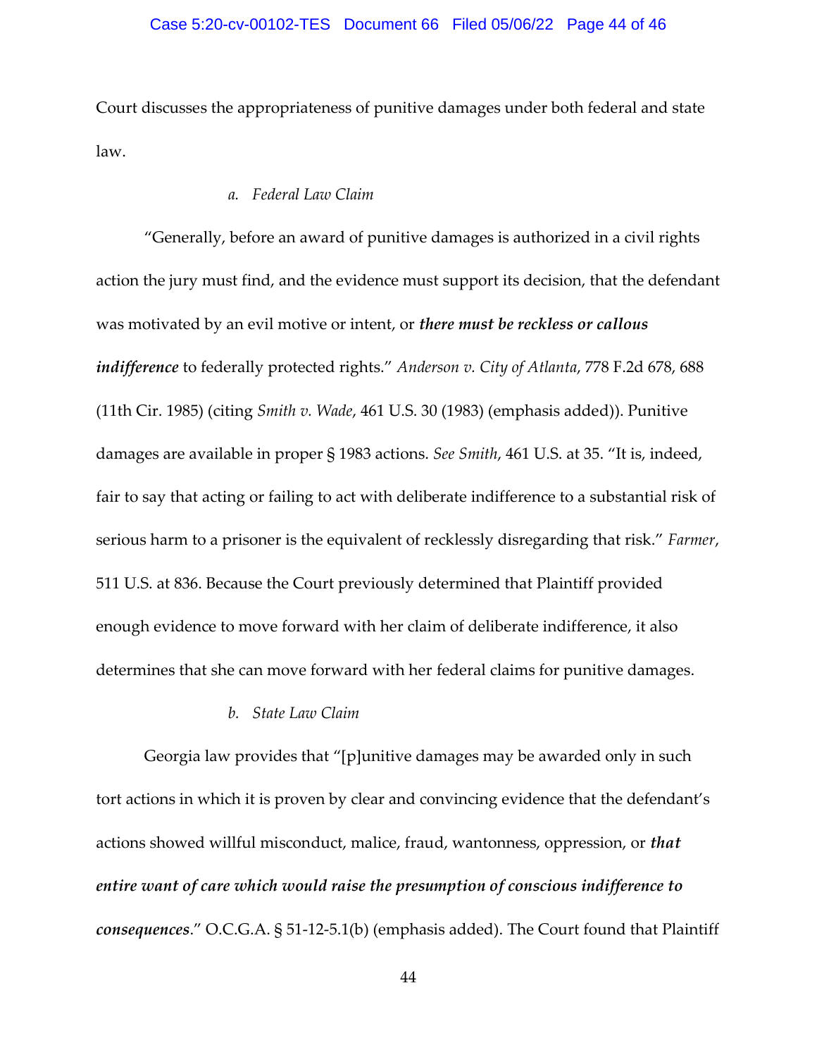Court discusses the appropriateness of punitive damages under both federal and state law.

*a. Federal Law Claim*

"Generally, before an award of punitive damages is authorized in a civil rights action the jury must find, and the evidence must support its decision, that the defendant was motivated by an evil motive or intent, or ***there must be reckless or callous indifference*** to federally protected rights." *Anderson v. City of Atlanta*, 778 F.2d 678, 688 (11th Cir. 1985) (citing *Smith v. Wade*, 461 U.S. 30 (1983) (emphasis added)). Punitive damages are available in proper § 1983 actions. *See Smith*, 461 U.S. at 35. "It is, indeed, fair to say that acting or failing to act with deliberate indifference to a substantial risk of serious harm to a prisoner is the equivalent of recklessly disregarding that risk." *Farmer*, 511 U.S. at 836. Because the Court previously determined that Plaintiff provided enough evidence to move forward with her claim of deliberate indifference, it also determines that she can move forward with her federal claims for punitive damages.

*b. State Law Claim*

Georgia law provides that "[p]unitive damages may be awarded only in such tort actions in which it is proven by clear and convincing evidence that the defendant's actions showed willful misconduct, malice, fraud, wantonness, oppression, or ***that entire want of care which would raise the presumption of conscious indifference to consequences***." O.C.G.A. § 51-12-5.1(b) (emphasis added). The Court found that Plaintiff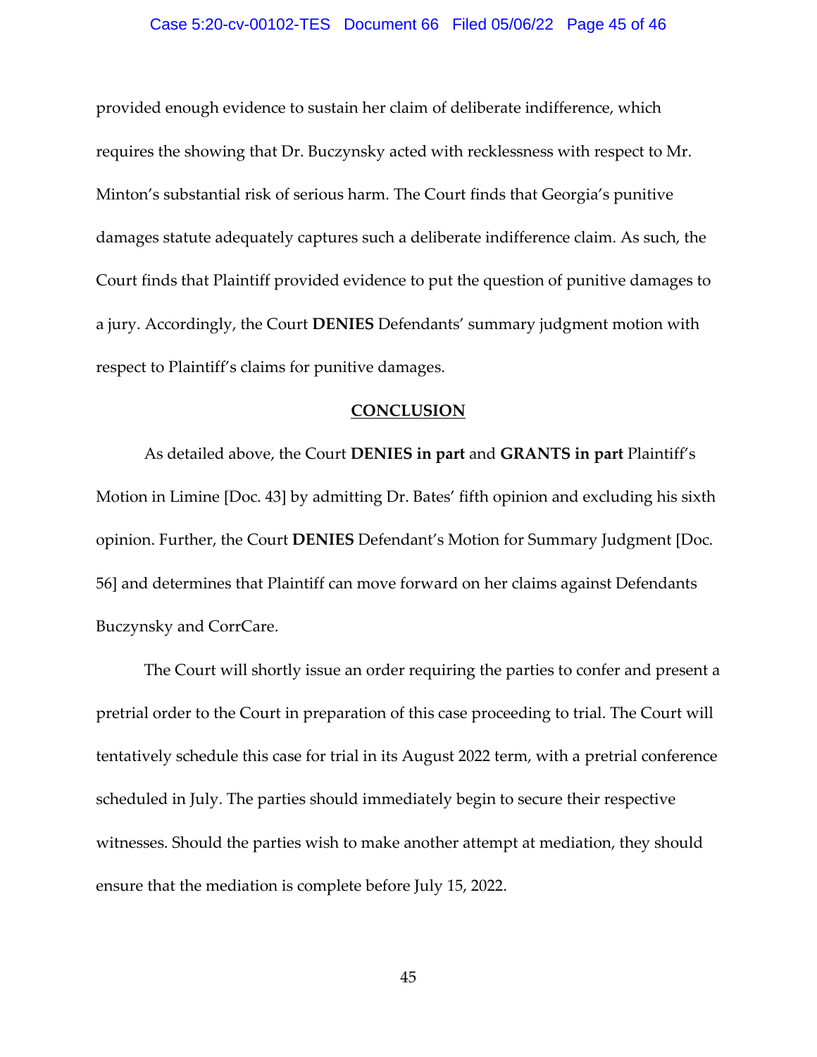provided enough evidence to sustain her claim of deliberate indifference, which requires the showing that Dr. Buczynsky acted with recklessness with respect to Mr. Minton's substantial risk of serious harm. The Court finds that Georgia's punitive damages statute adequately captures such a deliberate indifference claim. As such, the Court finds that Plaintiff provided evidence to put the question of punitive damages to a jury. Accordingly, the Court **DENIES** Defendants' summary judgment motion with respect to Plaintiff's claims for punitive damages.

## CONCLUSION

As detailed above, the Court **DENIES in part** and **GRANTS in part** Plaintiff's Motion in Limine [Doc. 43] by admitting Dr. Bates' fifth opinion and excluding his sixth opinion. Further, the Court **DENIES** Defendant's Motion for Summary Judgment [Doc. 56] and determines that Plaintiff can move forward on her claims against Defendants Buczynsky and CorrCare.

The Court will shortly issue an order requiring the parties to confer and present a pretrial order to the Court in preparation of this case proceeding to trial. The Court will tentatively schedule this case for trial in its August 2022 term, with a pretrial conference scheduled in July. The parties should immediately begin to secure their respective witnesses. Should the parties wish to make another attempt at mediation, they should ensure that the mediation is complete before July 15, 2022.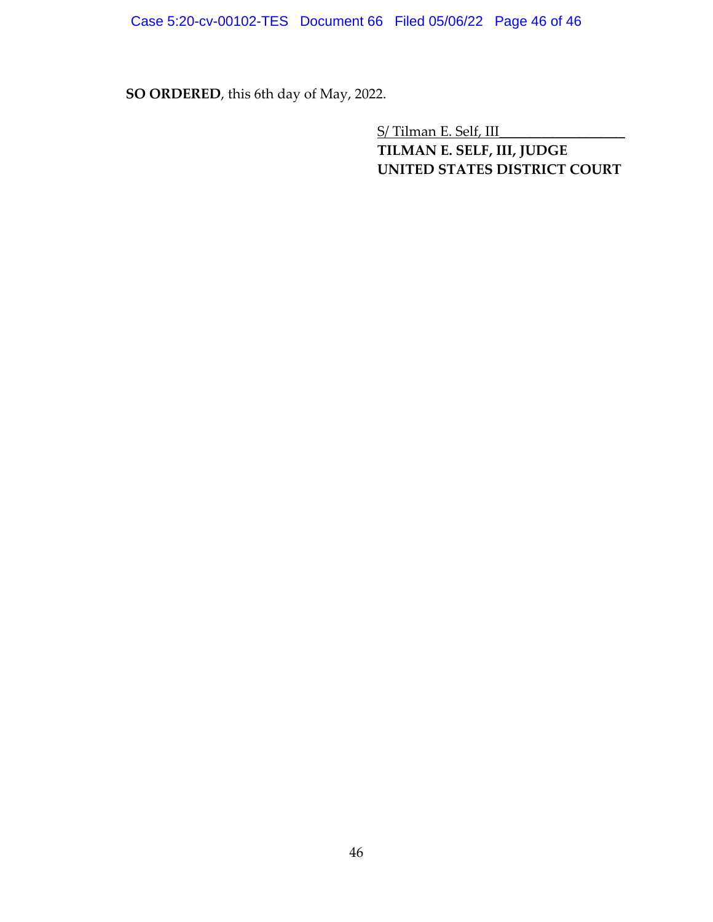**SO ORDERED**, this 6th day of May, 2022.

S/ Tilman E. Self, III

**TILMAN E. SELF, III, JUDGE**
**UNITED STATES DISTRICT COURT**